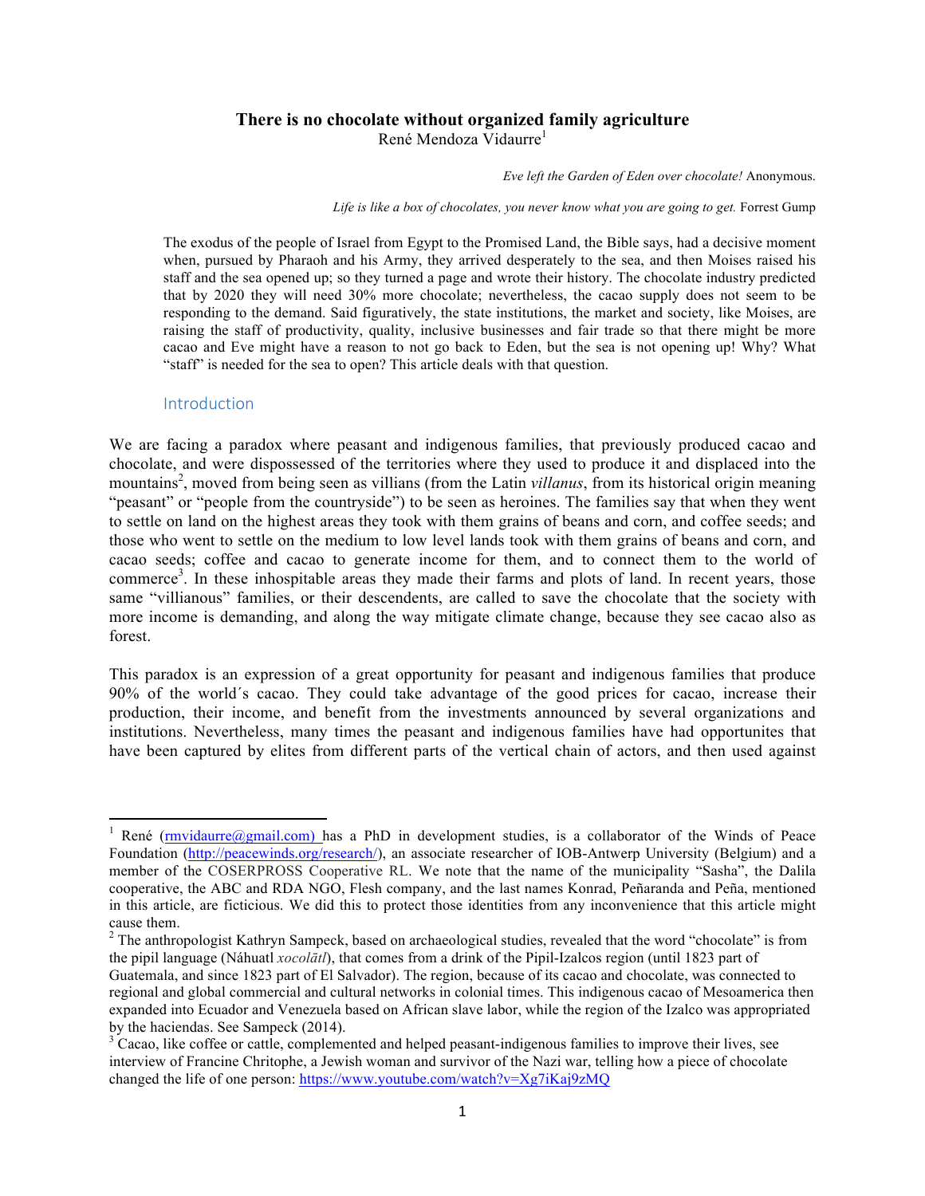# There is no chocolate without organized family agriculture

René Mendoza Vidaurre[1]

*Eve left the Garden of Eden over chocolate!* Anonymous.

*Life is like a box of chocolates, you never know what you are going to get.* Forrest Gump

> The exodus of the people of Israel from Egypt to the Promised Land, the Bible says, had a decisive moment when, pursued by Pharaoh and his Army, they arrived desperately to the sea, and then Moises raised his staff and the sea opened up; so they turned a page and wrote their history. The chocolate industry predicted that by 2020 they will need 30% more chocolate; nevertheless, the cacao supply does not seem to be responding to the demand. Said figuratively, the state institutions, the market and society, like Moises, are raising the staff of productivity, quality, inclusive businesses and fair trade so that there might be more cacao and Eve might have a reason to not go back to Eden, but the sea is not opening up! Why? What "staff" is needed for the sea to open? This article deals with that question.

## Introduction

We are facing a paradox where peasant and indigenous families, that previously produced cacao and chocolate, and were dispossessed of the territories where they used to produce it and displaced into the mountains[2], moved from being seen as villians (from the Latin *villanus*, from its historical origin meaning "peasant" or "people from the countryside") to be seen as heroines. The families say that when they went to settle on land on the highest areas they took with them grains of beans and corn, and coffee seeds; and those who went to settle on the medium to low level lands took with them grains of beans and corn, and cacao seeds; coffee and cacao to generate income for them, and to connect them to the world of commerce[3]. In these inhospitable areas they made their farms and plots of land. In recent years, those same "villianous" families, or their descendents, are called to save the chocolate that the society with more income is demanding, and along the way mitigate climate change, because they see cacao also as forest.

This paradox is an expression of a great opportunity for peasant and indigenous families that produce 90% of the world´s cacao. They could take advantage of the good prices for cacao, increase their production, their income, and benefit from the investments announced by several organizations and institutions. Nevertheless, many times the peasant and indigenous families have had opportunites that have been captured by elites from different parts of the vertical chain of actors, and then used against

---

[1] René (rmvidaurre@gmail.com) has a PhD in development studies, is a collaborator of the Winds of Peace Foundation (http://peacewinds.org/research/), an associate researcher of IOB-Antwerp University (Belgium) and a member of the COSERPROSS Cooperative RL. We note that the name of the municipality "Sasha", the Dalila cooperative, the ABC and RDA NGO, Flesh company, and the last names Konrad, Peñaranda and Peña, mentioned in this article, are ficticious. We did this to protect those identities from any inconvenience that this article might cause them.

[2] The anthropologist Kathryn Sampeck, based on archaeological studies, revealed that the word "chocolate" is from the pipil language (Náhuatl *xocolātl*), that comes from a drink of the Pipil-Izalcos region (until 1823 part of Guatemala, and since 1823 part of El Salvador). The region, because of its cacao and chocolate, was connected to regional and global commercial and cultural networks in colonial times. This indigenous cacao of Mesoamerica then expanded into Ecuador and Venezuela based on African slave labor, while the region of the Izalco was appropriated by the haciendas. See Sampeck (2014).

[3] Cacao, like coffee or cattle, complemented and helped peasant-indigenous families to improve their lives, see interview of Francine Chritophe, a Jewish woman and survivor of the Nazi war, telling how a piece of chocolate changed the life of one person: https://www.youtube.com/watch?v=Xg7iKaj9zMQ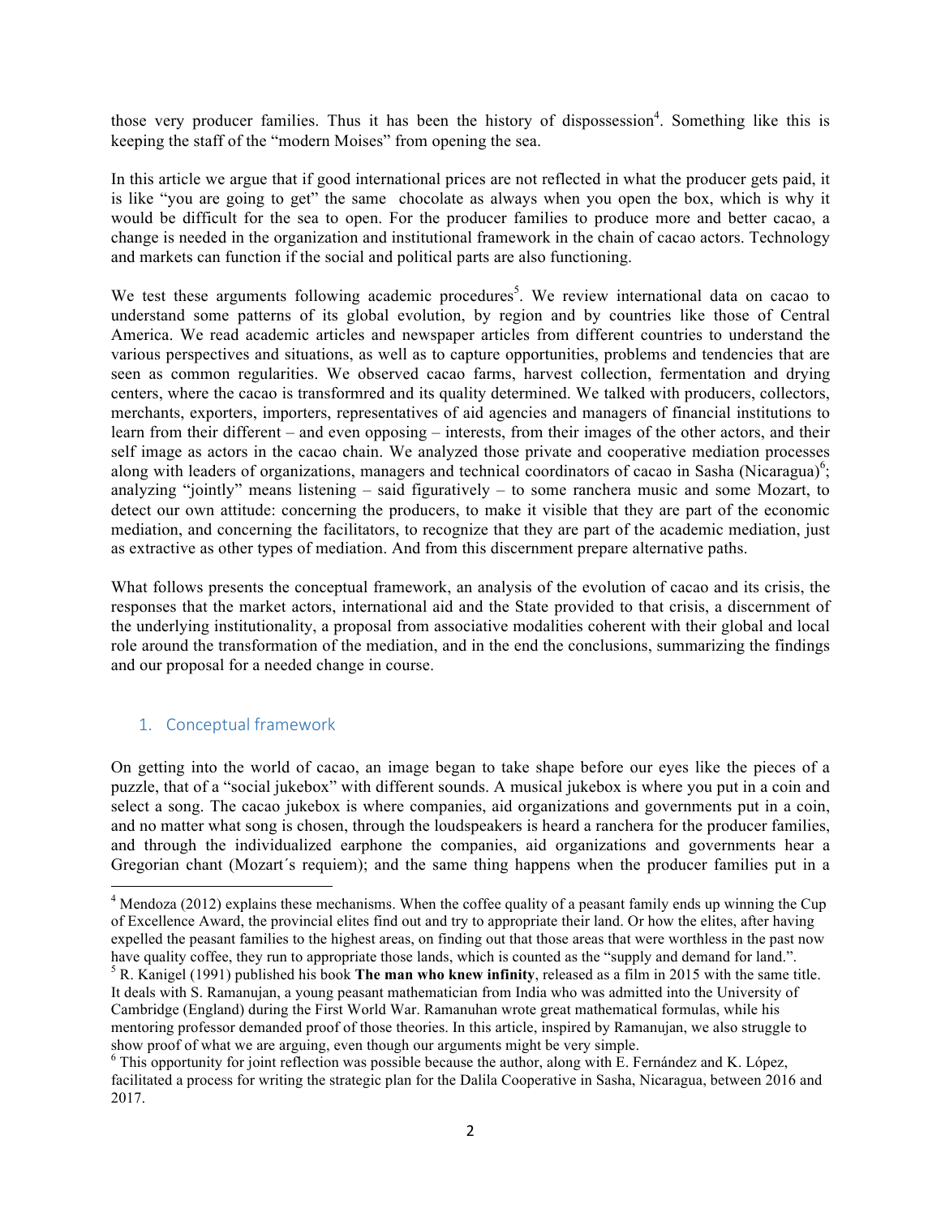those very producer families. Thus it has been the history of dispossession[4]. Something like this is keeping the staff of the "modern Moises" from opening the sea.

In this article we argue that if good international prices are not reflected in what the producer gets paid, it is like "you are going to get" the same chocolate as always when you open the box, which is why it would be difficult for the sea to open. For the producer families to produce more and better cacao, a change is needed in the organization and institutional framework in the chain of cacao actors. Technology and markets can function if the social and political parts are also functioning.

We test these arguments following academic procedures[5]. We review international data on cacao to understand some patterns of its global evolution, by region and by countries like those of Central America. We read academic articles and newspaper articles from different countries to understand the various perspectives and situations, as well as to capture opportunities, problems and tendencies that are seen as common regularities. We observed cacao farms, harvest collection, fermentation and drying centers, where the cacao is transformred and its quality determined. We talked with producers, collectors, merchants, exporters, importers, representatives of aid agencies and managers of financial institutions to learn from their different – and even opposing – interests, from their images of the other actors, and their self image as actors in the cacao chain. We analyzed those private and cooperative mediation processes along with leaders of organizations, managers and technical coordinators of cacao in Sasha (Nicaragua)[6]; analyzing "jointly" means listening – said figuratively – to some ranchera music and some Mozart, to detect our own attitude: concerning the producers, to make it visible that they are part of the economic mediation, and concerning the facilitators, to recognize that they are part of the academic mediation, just as extractive as other types of mediation. And from this discernment prepare alternative paths.

What follows presents the conceptual framework, an analysis of the evolution of cacao and its crisis, the responses that the market actors, international aid and the State provided to that crisis, a discernment of the underlying institutionality, a proposal from associative modalities coherent with their global and local role around the transformation of the mediation, and in the end the conclusions, summarizing the findings and our proposal for a needed change in course.

## 1. Conceptual framework

On getting into the world of cacao, an image began to take shape before our eyes like the pieces of a puzzle, that of a "social jukebox" with different sounds. A musical jukebox is where you put in a coin and select a song. The cacao jukebox is where companies, aid organizations and governments put in a coin, and no matter what song is chosen, through the loudspeakers is heard a ranchera for the producer families, and through the individualized earphone the companies, aid organizations and governments hear a Gregorian chant (Mozart´s requiem); and the same thing happens when the producer families put in a

---

[4] Mendoza (2012) explains these mechanisms. When the coffee quality of a peasant family ends up winning the Cup of Excellence Award, the provincial elites find out and try to appropriate their land. Or how the elites, after having expelled the peasant families to the highest areas, on finding out that those areas that were worthless in the past now have quality coffee, they run to appropriate those lands, which is counted as the "supply and demand for land.".

[5] R. Kanigel (1991) published his book **The man who knew infinity**, released as a film in 2015 with the same title. It deals with S. Ramanujan, a young peasant mathematician from India who was admitted into the University of Cambridge (England) during the First World War. Ramanuhan wrote great mathematical formulas, while his mentoring professor demanded proof of those theories. In this article, inspired by Ramanujan, we also struggle to show proof of what we are arguing, even though our arguments might be very simple.

[6] This opportunity for joint reflection was possible because the author, along with E. Fernández and K. López, facilitated a process for writing the strategic plan for the Dalila Cooperative in Sasha, Nicaragua, between 2016 and 2017.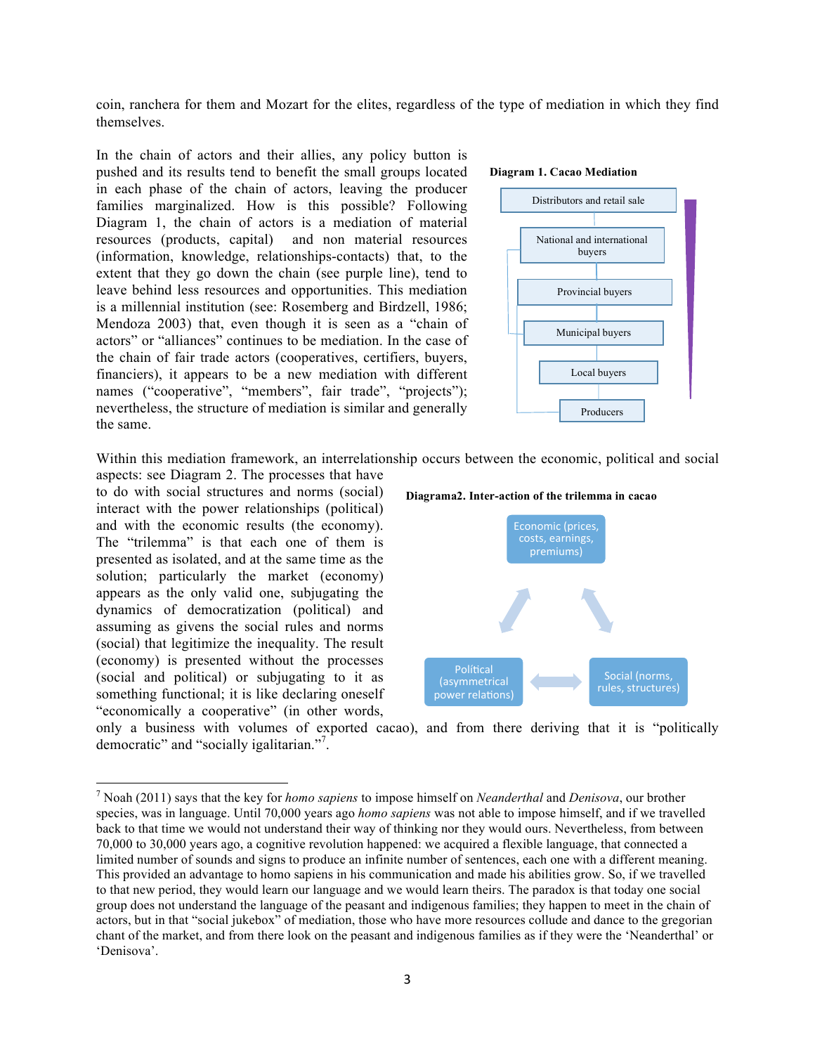coin, ranchera for them and Mozart for the elites, regardless of the type of mediation in which they find themselves.

In the chain of actors and their allies, any policy button is pushed and its results tend to benefit the small groups located in each phase of the chain of actors, leaving the producer families marginalized. How is this possible? Following Diagram 1, the chain of actors is a mediation of material resources (products, capital) and non material resources (information, knowledge, relationships-contacts) that, to the extent that they go down the chain (see purple line), tend to leave behind less resources and opportunities. This mediation is a millennial institution (see: Rosemberg and Birdzell, 1986; Mendoza 2003) that, even though it is seen as a "chain of actors" or "alliances" continues to be mediation. In the case of the chain of fair trade actors (cooperatives, certifiers, buyers, financiers), it appears to be a new mediation with different names ("cooperative", "members", fair trade", "projects"); nevertheless, the structure of mediation is similar and generally the same.

**Diagram 1. Cacao Mediation**

- Distributors and retail sale
- National and international buyers
- Provincial buyers
- Municipal buyers
- Local buyers
- Producers

Within this mediation framework, an interrelationship occurs between the economic, political and social aspects: see Diagram 2. The processes that have to do with social structures and norms (social) interact with the power relationships (political) and with the economic results (the economy). The "trilemma" is that each one of them is presented as isolated, and at the same time as the solution; particularly the market (economy) appears as the only valid one, subjugating the dynamics of democratization (political) and assuming as givens the social rules and norms (social) that legitimize the inequality. The result (economy) is presented without the processes (social and political) or subjugating to it as something functional; it is like declaring oneself "economically a cooperative" (in other words, only a business with volumes of exported cacao), and from there deriving that it is "politically democratic" and "socially igalitarian."[7].

**Diagrama2. Inter-action of the trilemma in cacao**

- Economic (prices, costs, earnings, premiums)
- Political (asymmetrical power relations)
- Social (norms, rules, structures)

---

[7] Noah (2011) says that the key for *homo sapiens* to impose himself on *Neanderthal* and *Denisova*, our brother species, was in language. Until 70,000 years ago *homo sapiens* was not able to impose himself, and if we travelled back to that time we would not understand their way of thinking nor they would ours. Nevertheless, from between 70,000 to 30,000 years ago, a cognitive revolution happened: we acquired a flexible language, that connected a limited number of sounds and signs to produce an infinite number of sentences, each one with a different meaning. This provided an advantage to homo sapiens in his communication and made his abilities grow. So, if we travelled to that new period, they would learn our language and we would learn theirs. The paradox is that today one social group does not understand the language of the peasant and indigenous families; they happen to meet in the chain of actors, but in that "social jukebox" of mediation, those who have more resources collude and dance to the gregorian chant of the market, and from there look on the peasant and indigenous families as if they were the 'Neanderthal' or 'Denisova'.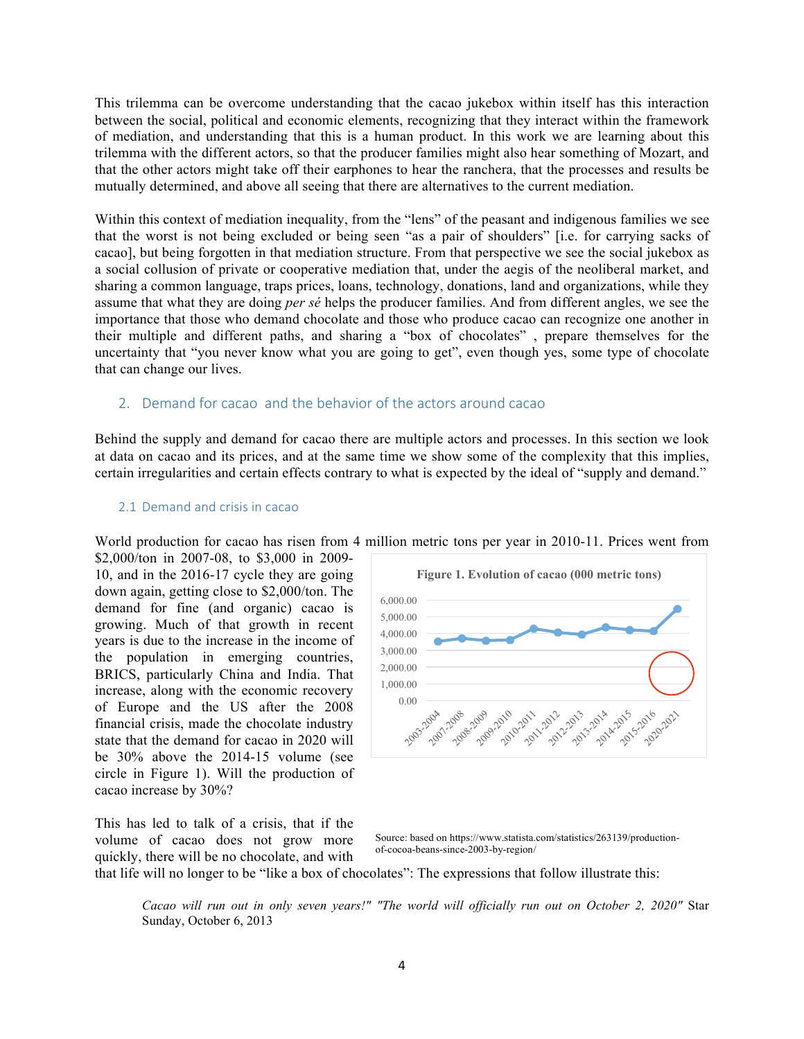This trilemma can be overcome understanding that the cacao jukebox within itself has this interaction between the social, political and economic elements, recognizing that they interact within the framework of mediation, and understanding that this is a human product. In this work we are learning about this trilemma with the different actors, so that the producer families might also hear something of Mozart, and that the other actors might take off their earphones to hear the ranchera, that the processes and results be mutually determined, and above all seeing that there are alternatives to the current mediation.

Within this context of mediation inequality, from the "lens" of the peasant and indigenous families we see that the worst is not being excluded or being seen "as a pair of shoulders" [i.e. for carrying sacks of cacao], but being forgotten in that mediation structure. From that perspective we see the social jukebox as a social collusion of private or cooperative mediation that, under the aegis of the neoliberal market, and sharing a common language, traps prices, loans, technology, donations, land and organizations, while they assume that what they are doing *per sé* helps the producer families. And from different angles, we see the importance that those who demand chocolate and those who produce cacao can recognize one another in their multiple and different paths, and sharing a "box of chocolates" , prepare themselves for the uncertainty that "you never know what you are going to get", even though yes, some type of chocolate that can change our lives.

## 2. Demand for cacao and the behavior of the actors around cacao

Behind the supply and demand for cacao there are multiple actors and processes. In this section we look at data on cacao and its prices, and at the same time we show some of the complexity that this implies, certain irregularities and certain effects contrary to what is expected by the ideal of "supply and demand."

### 2.1 Demand and crisis in cacao

World production for cacao has risen from 4 million metric tons per year in 2010-11. Prices went from $2,000/ton in 2007-08, to $3,000 in 2009-10, and in the 2016-17 cycle they are going down again, getting close to $2,000/ton. The demand for fine (and organic) cacao is growing. Much of that growth in recent years is due to the increase in the income of the population in emerging countries, BRICS, particularly China and India. That increase, along with the economic recovery of Europe and the US after the 2008 financial crisis, made the chocolate industry state that the demand for cacao in 2020 will be 30% above the 2014-15 volume (see circle in Figure 1). Will the production of cacao increase by 30%?

**Figure 1. Evolution of cacao (000 metric tons)**

Source: based on https://www.statista.com/statistics/263139/production-of-cocoa-beans-since-2003-by-region/

This has led to talk of a crisis, that if the volume of cacao does not grow more quickly, there will be no chocolate, and with that life will no longer to be "like a box of chocolates": The expressions that follow illustrate this:

> *Cacao will run out in only seven years!" "The world will officially run out on October 2, 2020"* Star Sunday, October 6, 2013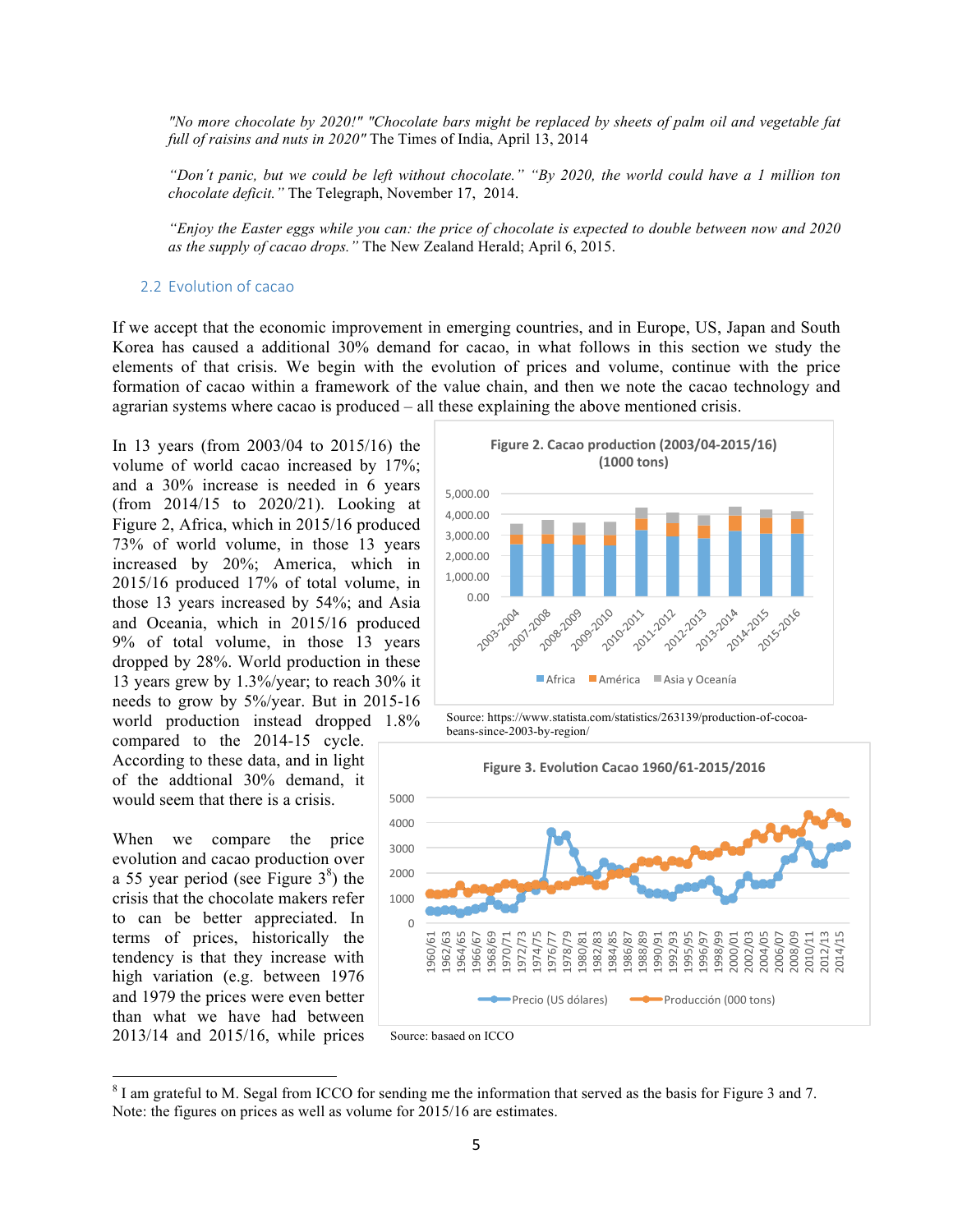*"No more chocolate by 2020!" "Chocolate bars might be replaced by sheets of palm oil and vegetable fat full of raisins and nuts in 2020"* The Times of India, April 13, 2014

*"Don´t panic, but we could be left without chocolate." "By 2020, the world could have a 1 million ton chocolate deficit."* The Telegraph, November 17, 2014.

*"Enjoy the Easter eggs while you can: the price of chocolate is expected to double between now and 2020 as the supply of cacao drops."* The New Zealand Herald; April 6, 2015.

## 2.2 Evolution of cacao

If we accept that the economic improvement in emerging countries, and in Europe, US, Japan and South Korea has caused a additional 30% demand for cacao, in what follows in this section we study the elements of that crisis. We begin with the evolution of prices and volume, continue with the price formation of cacao within a framework of the value chain, and then we note the cacao technology and agrarian systems where cacao is produced – all these explaining the above mentioned crisis.

In 13 years (from 2003/04 to 2015/16) the volume of world cacao increased by 17%; and a 30% increase is needed in 6 years (from 2014/15 to 2020/21). Looking at Figure 2, Africa, which in 2015/16 produced 73% of world volume, in those 13 years increased by 20%; America, which in 2015/16 produced 17% of total volume, in those 13 years increased by 54%; and Asia and Oceania, which in 2015/16 produced 9% of total volume, in those 13 years dropped by 28%. World production in these 13 years grew by 1.3%/year; to reach 30% it needs to grow by 5%/year. But in 2015-16 world production instead dropped 1.8% compared to the 2014-15 cycle. According to these data, and in light of the addtional 30% demand, it would seem that there is a crisis.

**Figure 2. Cacao production (2003/04-2015/16) (1000 tons)**

Source: https://www.statista.com/statistics/263139/production-of-cocoa-beans-since-2003-by-region/

When we compare the price evolution and cacao production over a 55 year period (see Figure 3[8]) the crisis that the chocolate makers refer to can be better appreciated. In terms of prices, historically the tendency is that they increase with high variation (e.g. between 1976 and 1979 the prices were even better than what we have had between 2013/14 and 2015/16, while prices

**Figure 3. Evolution Cacao 1960/61-2015/2016**

Source: basaed on ICCO

---

[8] I am grateful to M. Segal from ICCO for sending me the information that served as the basis for Figure 3 and 7. Note: the figures on prices as well as volume for 2015/16 are estimates.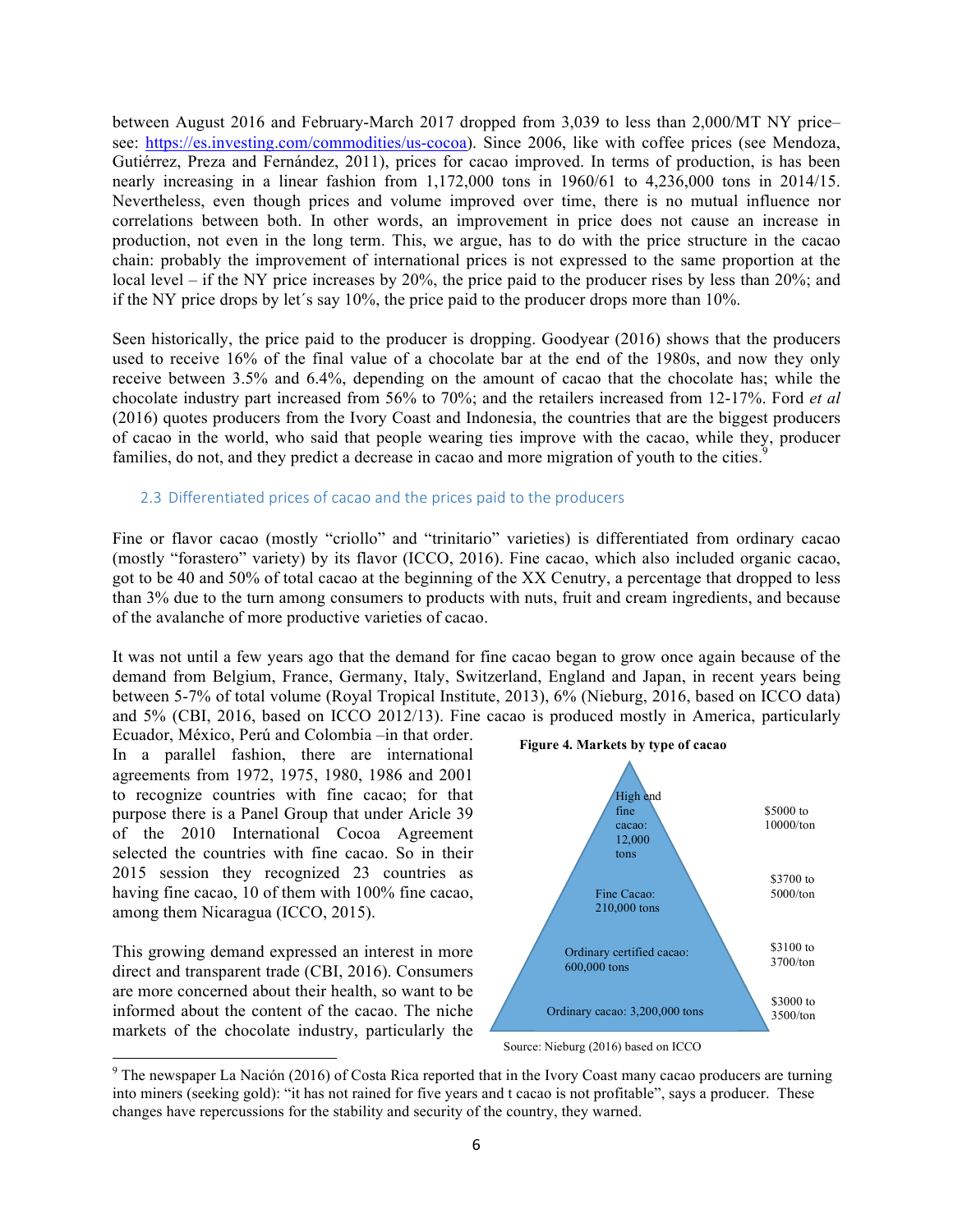between August 2016 and February-March 2017 dropped from 3,039 to less than 2,000/MT NY price– see: https://es.investing.com/commodities/us-cocoa). Since 2006, like with coffee prices (see Mendoza, Gutiérrez, Preza and Fernández, 2011), prices for cacao improved. In terms of production, is has been nearly increasing in a linear fashion from 1,172,000 tons in 1960/61 to 4,236,000 tons in 2014/15. Nevertheless, even though prices and volume improved over time, there is no mutual influence nor correlations between both. In other words, an improvement in price does not cause an increase in production, not even in the long term. This, we argue, has to do with the price structure in the cacao chain: probably the improvement of international prices is not expressed to the same proportion at the local level – if the NY price increases by 20%, the price paid to the producer rises by less than 20%; and if the NY price drops by let´s say 10%, the price paid to the producer drops more than 10%.

Seen historically, the price paid to the producer is dropping. Goodyear (2016) shows that the producers used to receive 16% of the final value of a chocolate bar at the end of the 1980s, and now they only receive between 3.5% and 6.4%, depending on the amount of cacao that the chocolate has; while the chocolate industry part increased from 56% to 70%; and the retailers increased from 12-17%. Ford *et al* (2016) quotes producers from the Ivory Coast and Indonesia, the countries that are the biggest producers of cacao in the world, who said that people wearing ties improve with the cacao, while they, producer families, do not, and they predict a decrease in cacao and more migration of youth to the cities.[9]

### 2.3 Differentiated prices of cacao and the prices paid to the producers

Fine or flavor cacao (mostly "criollo" and "trinitario" varieties) is differentiated from ordinary cacao (mostly "forastero" variety) by its flavor (ICCO, 2016). Fine cacao, which also included organic cacao, got to be 40 and 50% of total cacao at the beginning of the XX Cenutry, a percentage that dropped to less than 3% due to the turn among consumers to products with nuts, fruit and cream ingredients, and because of the avalanche of more productive varieties of cacao.

It was not until a few years ago that the demand for fine cacao began to grow once again because of the demand from Belgium, France, Germany, Italy, Switzerland, England and Japan, in recent years being between 5-7% of total volume (Royal Tropical Institute, 2013), 6% (Nieburg, 2016, based on ICCO data) and 5% (CBI, 2016, based on ICCO 2012/13). Fine cacao is produced mostly in America, particularly Ecuador, México, Perú and Colombia –in that order. In a parallel fashion, there are international agreements from 1972, 1975, 1980, 1986 and 2001 to recognize countries with fine cacao; for that purpose there is a Panel Group that under Aricle 39 of the 2010 International Cocoa Agreement selected the countries with fine cacao. So in their 2015 session they recognized 23 countries as having fine cacao, 10 of them with 100% fine cacao, among them Nicaragua (ICCO, 2015).

**Figure 4. Markets by type of cacao**

| Type of cacao | Price |
|---|---|
| High end fine cacao: 12,000 tons | $5000 to 10000/ton |
| Fine Cacao: 210,000 tons | $3700 to 5000/ton |
| Ordinary certified cacao: 600,000 tons | $3100 to 3700/ton |
| Ordinary cacao: 3,200,000 tons | $3000 to 3500/ton |

Source: Nieburg (2016) based on ICCO

This growing demand expressed an interest in more direct and transparent trade (CBI, 2016). Consumers are more concerned about their health, so want to be informed about the content of the cacao. The niche markets of the chocolate industry, particularly the

[9] The newspaper La Nación (2016) of Costa Rica reported that in the Ivory Coast many cacao producers are turning into miners (seeking gold): "it has not rained for five years and t cacao is not profitable", says a producer. These changes have repercussions for the stability and security of the country, they warned.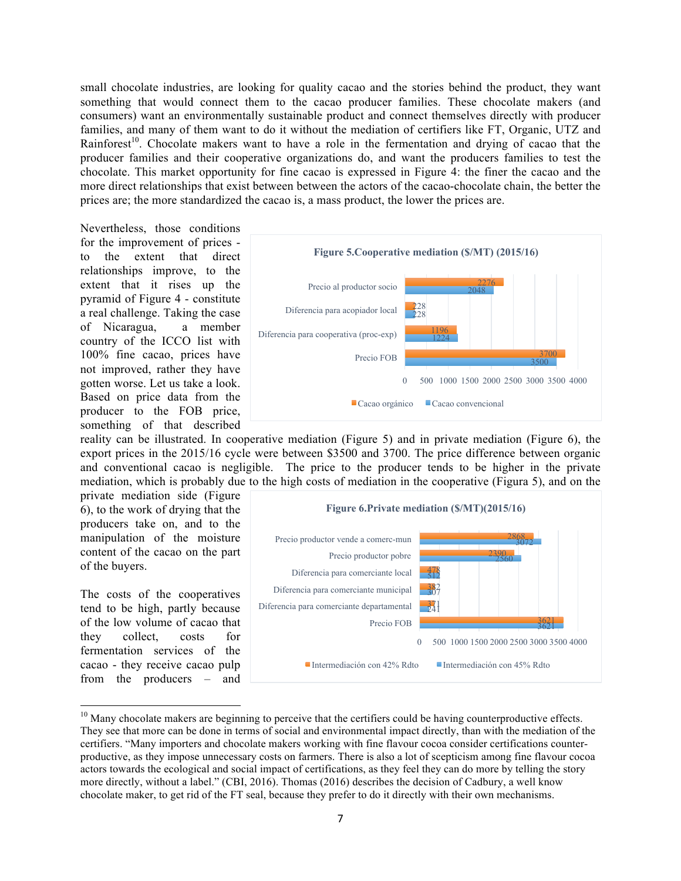small chocolate industries, are looking for quality cacao and the stories behind the product, they want something that would connect them to the cacao producer families. These chocolate makers (and consumers) want an environmentally sustainable product and connect themselves directly with producer families, and many of them want to do it without the mediation of certifiers like FT, Organic, UTZ and Rainforest[10]. Chocolate makers want to have a role in the fermentation and drying of cacao that the producer families and their cooperative organizations do, and want the producers families to test the chocolate. This market opportunity for fine cacao is expressed in Figure 4: the finer the cacao and the more direct relationships that exist between between the actors of the cacao-chocolate chain, the better the prices are; the more standardized the cacao is, a mass product, the lower the prices are.

Nevertheless, those conditions for the improvement of prices - to the extent that direct relationships improve, to the extent that it rises up the pyramid of Figure 4 - constitute a real challenge. Taking the case of Nicaragua, a member country of the ICCO list with 100% fine cacao, prices have not improved, rather they have gotten worse. Let us take a look. Based on price data from the producer to the FOB price, something of that described reality can be illustrated. In cooperative mediation (Figure 5) and in private mediation (Figure 6), the export prices in the 2015/16 cycle were between $3500 and 3700. The price difference between organic and conventional cacao is negligible. The price to the producer tends to be higher in the private mediation, which is probably due to the high costs of mediation in the cooperative (Figura 5), and on the private mediation side (Figure 6), to the work of drying that the producers take on, and to the manipulation of the moisture content of the cacao on the part of the buyers.

**Figure 5.Cooperative mediation ($/MT) (2015/16)**

| | Cacao orgánico | Cacao convencional |
|---|---|---|
| Precio al productor socio | 2276 | 2048 |
| Diferencia para acopiador local | 228 | 228 |
| Diferencia para cooperativa (proc-exp) | 1196 | 1224 |
| Precio FOB | 3700 | 3500 |

**Figure 6.Private mediation ($/MT)(2015/16)**

| | Intermediación con 42% Rdto | Intermediación con 45% Rdto |
|---|---|---|
| Precio productor vende a comerc-mun | 2868 | 3072 |
| Precio productor pobre | 2390 | 2560 |
| Diferencia para comerciante local | 478 | 512 |
| Diferencia para comerciante municipal | 382 | 307 |
| Diferencia para comerciante departamental | 371 | 241 |
| Precio FOB | 3621 | 3621 |

The costs of the cooperatives tend to be high, partly because of the low volume of cacao that they collect, costs for fermentation services of the cacao - they receive cacao pulp from the producers – and

---

[10] Many chocolate makers are beginning to perceive that the certifiers could be having counterproductive effects. They see that more can be done in terms of social and environmental impact directly, than with the mediation of the certifiers. "Many importers and chocolate makers working with fine flavour cocoa consider certifications counter-productive, as they impose unnecessary costs on farmers. There is also a lot of scepticism among fine flavour cocoa actors towards the ecological and social impact of certifications, as they feel they can do more by telling the story more directly, without a label." (CBI, 2016). Thomas (2016) describes the decision of Cadbury, a well know chocolate maker, to get rid of the FT seal, because they prefer to do it directly with their own mechanisms.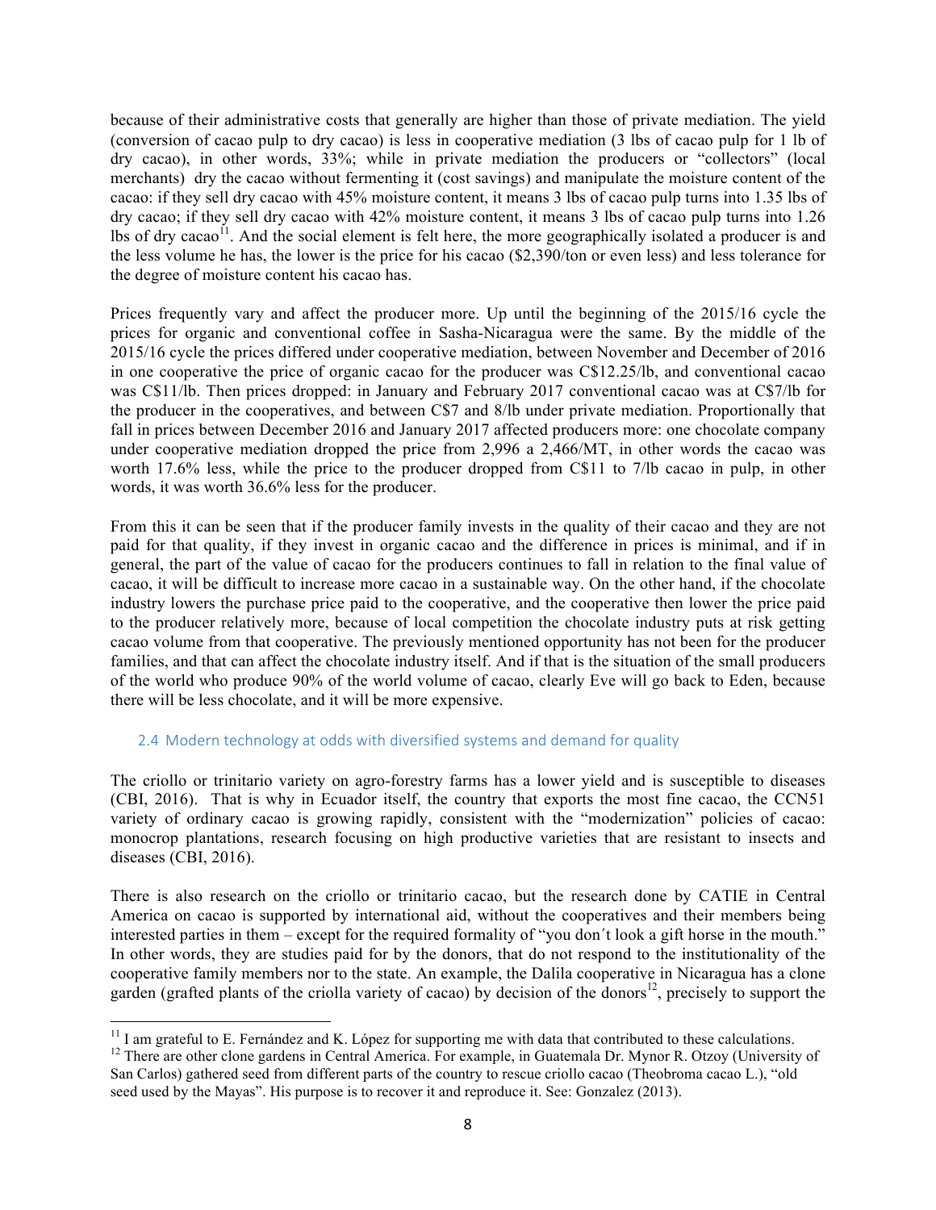because of their administrative costs that generally are higher than those of private mediation. The yield (conversion of cacao pulp to dry cacao) is less in cooperative mediation (3 lbs of cacao pulp for 1 lb of dry cacao), in other words, 33%; while in private mediation the producers or "collectors" (local merchants) dry the cacao without fermenting it (cost savings) and manipulate the moisture content of the cacao: if they sell dry cacao with 45% moisture content, it means 3 lbs of cacao pulp turns into 1.35 lbs of dry cacao; if they sell dry cacao with 42% moisture content, it means 3 lbs of cacao pulp turns into 1.26 lbs of dry cacao[11]. And the social element is felt here, the more geographically isolated a producer is and the less volume he has, the lower is the price for his cacao ($2,390/ton or even less) and less tolerance for the degree of moisture content his cacao has.

Prices frequently vary and affect the producer more. Up until the beginning of the 2015/16 cycle the prices for organic and conventional coffee in Sasha-Nicaragua were the same. By the middle of the 2015/16 cycle the prices differed under cooperative mediation, between November and December of 2016 in one cooperative the price of organic cacao for the producer was C$12.25/lb, and conventional cacao was C$11/lb. Then prices dropped: in January and February 2017 conventional cacao was at C$7/lb for the producer in the cooperatives, and between C$7 and 8/lb under private mediation. Proportionally that fall in prices between December 2016 and January 2017 affected producers more: one chocolate company under cooperative mediation dropped the price from 2,996 a 2,466/MT, in other words the cacao was worth 17.6% less, while the price to the producer dropped from C$11 to 7/lb cacao in pulp, in other words, it was worth 36.6% less for the producer.

From this it can be seen that if the producer family invests in the quality of their cacao and they are not paid for that quality, if they invest in organic cacao and the difference in prices is minimal, and if in general, the part of the value of cacao for the producers continues to fall in relation to the final value of cacao, it will be difficult to increase more cacao in a sustainable way. On the other hand, if the chocolate industry lowers the purchase price paid to the cooperative, and the cooperative then lower the price paid to the producer relatively more, because of local competition the chocolate industry puts at risk getting cacao volume from that cooperative. The previously mentioned opportunity has not been for the producer families, and that can affect the chocolate industry itself. And if that is the situation of the small producers of the world who produce 90% of the world volume of cacao, clearly Eve will go back to Eden, because there will be less chocolate, and it will be more expensive.

### 2.4 Modern technology at odds with diversified systems and demand for quality

The criollo or trinitario variety on agro-forestry farms has a lower yield and is susceptible to diseases (CBI, 2016). That is why in Ecuador itself, the country that exports the most fine cacao, the CCN51 variety of ordinary cacao is growing rapidly, consistent with the "modernization" policies of cacao: monocrop plantations, research focusing on high productive varieties that are resistant to insects and diseases (CBI, 2016).

There is also research on the criollo or trinitario cacao, but the research done by CATIE in Central America on cacao is supported by international aid, without the cooperatives and their members being interested parties in them – except for the required formality of "you don´t look a gift horse in the mouth." In other words, they are studies paid for by the donors, that do not respond to the institutionality of the cooperative family members nor to the state. An example, the Dalila cooperative in Nicaragua has a clone garden (grafted plants of the criolla variety of cacao) by decision of the donors[12], precisely to support the

---

[11] I am grateful to E. Fernández and K. López for supporting me with data that contributed to these calculations.

[12] There are other clone gardens in Central America. For example, in Guatemala Dr. Mynor R. Otzoy (University of San Carlos) gathered seed from different parts of the country to rescue criollo cacao (Theobroma cacao L.), "old seed used by the Mayas". His purpose is to recover it and reproduce it. See: Gonzalez (2013).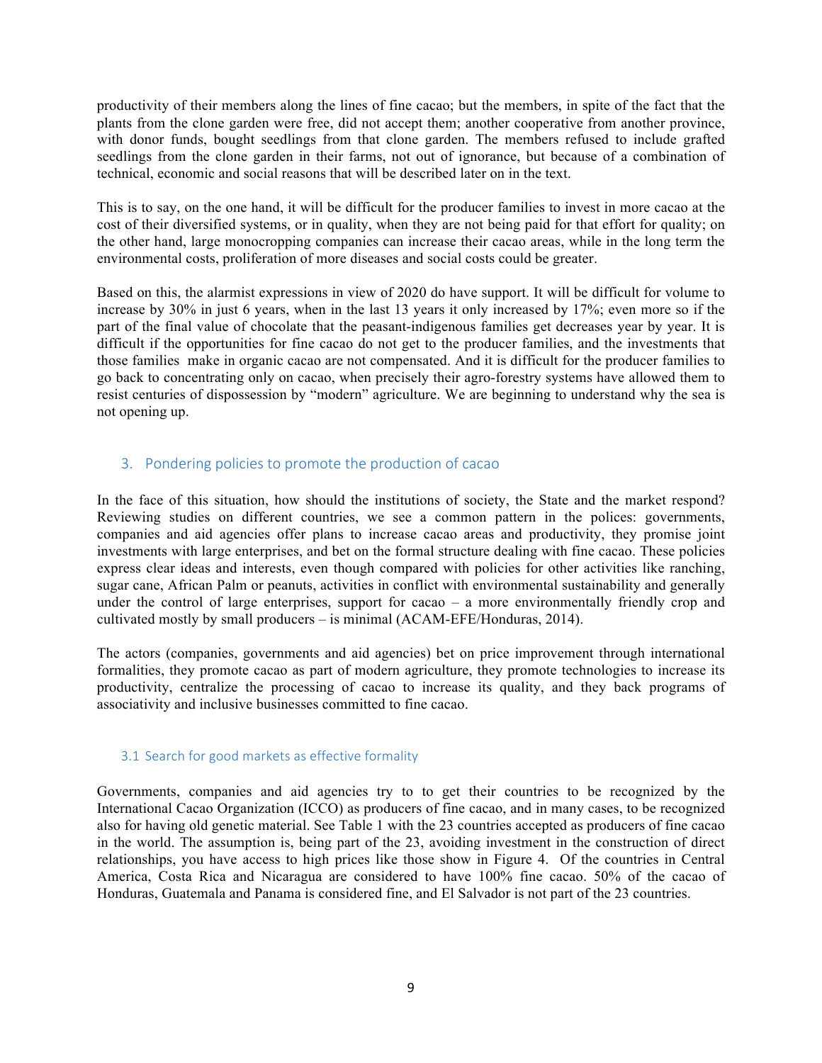productivity of their members along the lines of fine cacao; but the members, in spite of the fact that the plants from the clone garden were free, did not accept them; another cooperative from another province, with donor funds, bought seedlings from that clone garden. The members refused to include grafted seedlings from the clone garden in their farms, not out of ignorance, but because of a combination of technical, economic and social reasons that will be described later on in the text.

This is to say, on the one hand, it will be difficult for the producer families to invest in more cacao at the cost of their diversified systems, or in quality, when they are not being paid for that effort for quality; on the other hand, large monocropping companies can increase their cacao areas, while in the long term the environmental costs, proliferation of more diseases and social costs could be greater.

Based on this, the alarmist expressions in view of 2020 do have support. It will be difficult for volume to increase by 30% in just 6 years, when in the last 13 years it only increased by 17%; even more so if the part of the final value of chocolate that the peasant-indigenous families get decreases year by year. It is difficult if the opportunities for fine cacao do not get to the producer families, and the investments that those families make in organic cacao are not compensated. And it is difficult for the producer families to go back to concentrating only on cacao, when precisely their agro-forestry systems have allowed them to resist centuries of dispossession by "modern" agriculture. We are beginning to understand why the sea is not opening up.

## 3. Pondering policies to promote the production of cacao

In the face of this situation, how should the institutions of society, the State and the market respond? Reviewing studies on different countries, we see a common pattern in the polices: governments, companies and aid agencies offer plans to increase cacao areas and productivity, they promise joint investments with large enterprises, and bet on the formal structure dealing with fine cacao. These policies express clear ideas and interests, even though compared with policies for other activities like ranching, sugar cane, African Palm or peanuts, activities in conflict with environmental sustainability and generally under the control of large enterprises, support for cacao – a more environmentally friendly crop and cultivated mostly by small producers – is minimal (ACAM-EFE/Honduras, 2014).

The actors (companies, governments and aid agencies) bet on price improvement through international formalities, they promote cacao as part of modern agriculture, they promote technologies to increase its productivity, centralize the processing of cacao to increase its quality, and they back programs of associativity and inclusive businesses committed to fine cacao.

### 3.1 Search for good markets as effective formality

Governments, companies and aid agencies try to to get their countries to be recognized by the International Cacao Organization (ICCO) as producers of fine cacao, and in many cases, to be recognized also for having old genetic material. See Table 1 with the 23 countries accepted as producers of fine cacao in the world. The assumption is, being part of the 23, avoiding investment in the construction of direct relationships, you have access to high prices like those show in Figure 4. Of the countries in Central America, Costa Rica and Nicaragua are considered to have 100% fine cacao. 50% of the cacao of Honduras, Guatemala and Panama is considered fine, and El Salvador is not part of the 23 countries.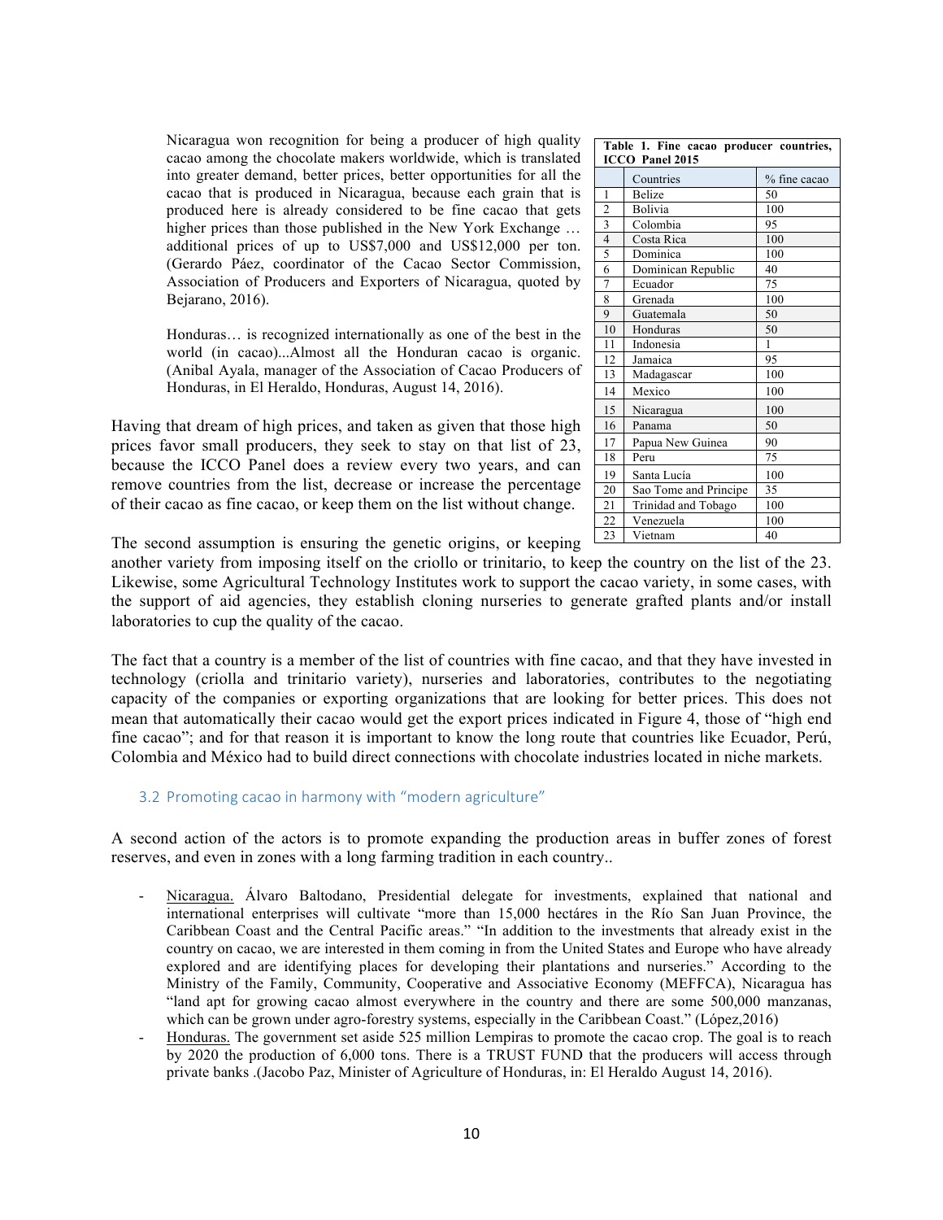> Nicaragua won recognition for being a producer of high quality cacao among the chocolate makers worldwide, which is translated into greater demand, better prices, better opportunities for all the cacao that is produced in Nicaragua, because each grain that is produced here is already considered to be fine cacao that gets higher prices than those published in the New York Exchange … additional prices of up to US$7,000 and US$12,000 per ton. (Gerardo Páez, coordinator of the Cacao Sector Commission, Association of Producers and Exporters of Nicaragua, quoted by Bejarano, 2016).

> Honduras… is recognized internationally as one of the best in the world (in cacao)...Almost all the Honduran cacao is organic. (Anibal Ayala, manager of the Association of Cacao Producers of Honduras, in El Heraldo, Honduras, August 14, 2016).

**Table 1. Fine cacao producer countries, ICCO Panel 2015**

| | Countries | % fine cacao |
|---|---|---|
| 1 | Belize | 50 |
| 2 | Bolivia | 100 |
| 3 | Colombia | 95 |
| 4 | Costa Rica | 100 |
| 5 | Dominica | 100 |
| 6 | Dominican Republic | 40 |
| 7 | Ecuador | 75 |
| 8 | Grenada | 100 |
| 9 | Guatemala | 50 |
| 10 | Honduras | 50 |
| 11 | Indonesia | 1 |
| 12 | Jamaica | 95 |
| 13 | Madagascar | 100 |
| 14 | Mexico | 100 |
| 15 | Nicaragua | 100 |
| 16 | Panama | 50 |
| 17 | Papua New Guinea | 90 |
| 18 | Peru | 75 |
| 19 | Santa Lucía | 100 |
| 20 | Sao Tome and Principe | 35 |
| 21 | Trinidad and Tobago | 100 |
| 22 | Venezuela | 100 |
| 23 | Vietnam | 40 |

Having that dream of high prices, and taken as given that those high prices favor small producers, they seek to stay on that list of 23, because the ICCO Panel does a review every two years, and can remove countries from the list, decrease or increase the percentage of their cacao as fine cacao, or keep them on the list without change.

The second assumption is ensuring the genetic origins, or keeping another variety from imposing itself on the criollo or trinitario, to keep the country on the list of the 23. Likewise, some Agricultural Technology Institutes work to support the cacao variety, in some cases, with the support of aid agencies, they establish cloning nurseries to generate grafted plants and/or install laboratories to cup the quality of the cacao.

The fact that a country is a member of the list of countries with fine cacao, and that they have invested in technology (criolla and trinitario variety), nurseries and laboratories, contributes to the negotiating capacity of the companies or exporting organizations that are looking for better prices. This does not mean that automatically their cacao would get the export prices indicated in Figure 4, those of "high end fine cacao"; and for that reason it is important to know the long route that countries like Ecuador, Perú, Colombia and México had to build direct connections with chocolate industries located in niche markets.

### 3.2 Promoting cacao in harmony with "modern agriculture"

A second action of the actors is to promote expanding the production areas in buffer zones of forest reserves, and even in zones with a long farming tradition in each country..

- Nicaragua. Álvaro Baltodano, Presidential delegate for investments, explained that national and international enterprises will cultivate "more than 15,000 hectáres in the Río San Juan Province, the Caribbean Coast and the Central Pacific areas." "In addition to the investments that already exist in the country on cacao, we are interested in them coming in from the United States and Europe who have already explored and are identifying places for developing their plantations and nurseries." According to the Ministry of the Family, Community, Cooperative and Associative Economy (MEFFCA), Nicaragua has "land apt for growing cacao almost everywhere in the country and there are some 500,000 manzanas, which can be grown under agro-forestry systems, especially in the Caribbean Coast." (López,2016)
- Honduras. The government set aside 525 million Lempiras to promote the cacao crop. The goal is to reach by 2020 the production of 6,000 tons. There is a TRUST FUND that the producers will access through private banks .(Jacobo Paz, Minister of Agriculture of Honduras, in: El Heraldo August 14, 2016).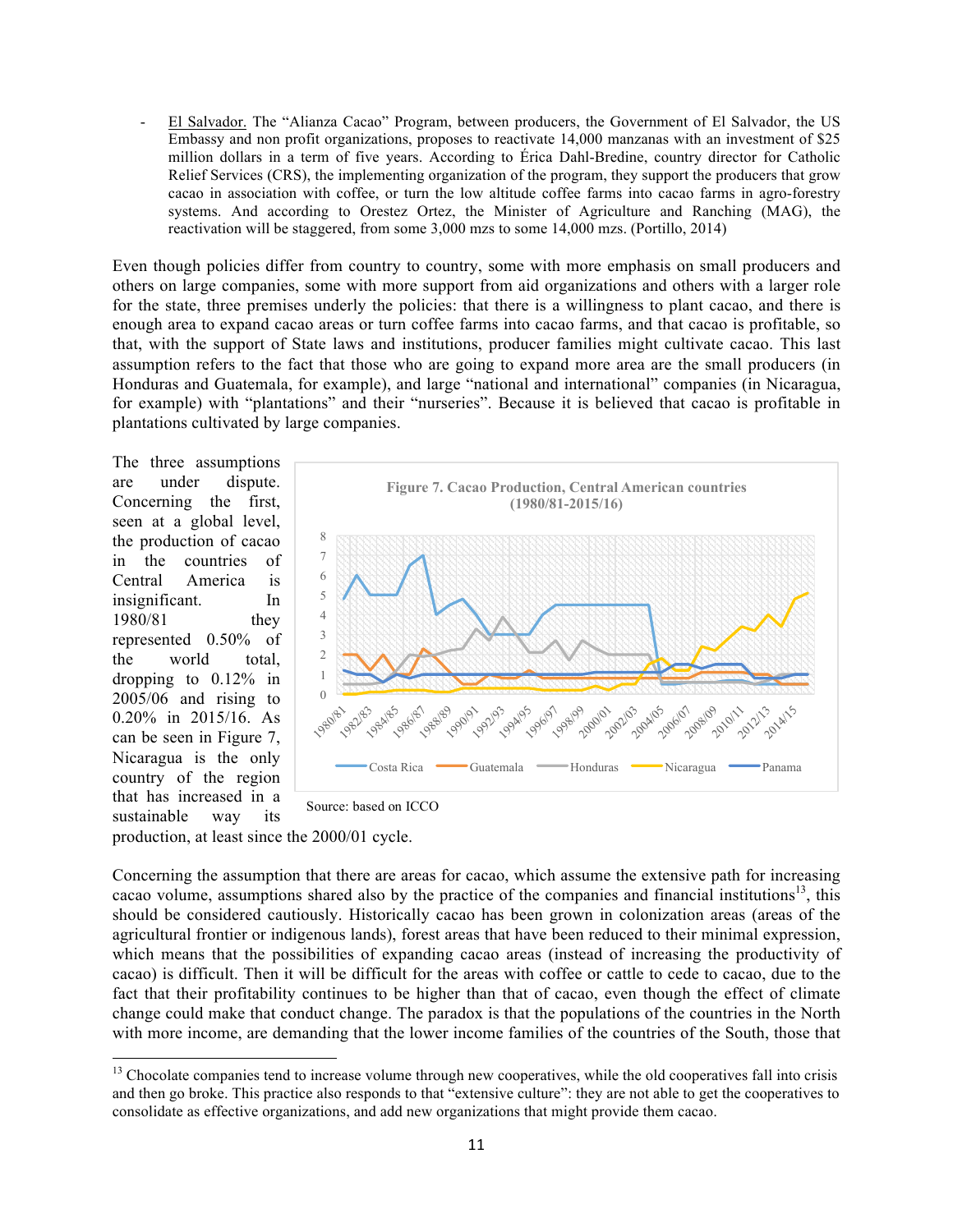- El Salvador. The "Alianza Cacao" Program, between producers, the Government of El Salvador, the US Embassy and non profit organizations, proposes to reactivate 14,000 manzanas with an investment of $25 million dollars in a term of five years. According to Érica Dahl-Bredine, country director for Catholic Relief Services (CRS), the implementing organization of the program, they support the producers that grow cacao in association with coffee, or turn the low altitude coffee farms into cacao farms in agro-forestry systems. And according to Orestez Ortez, the Minister of Agriculture and Ranching (MAG), the reactivation will be staggered, from some 3,000 mzs to some 14,000 mzs. (Portillo, 2014)

Even though policies differ from country to country, some with more emphasis on small producers and others on large companies, some with more support from aid organizations and others with a larger role for the state, three premises underly the policies: that there is a willingness to plant cacao, and there is enough area to expand cacao areas or turn coffee farms into cacao farms, and that cacao is profitable, so that, with the support of State laws and institutions, producer families might cultivate cacao. This last assumption refers to the fact that those who are going to expand more area are the small producers (in Honduras and Guatemala, for example), and large "national and international" companies (in Nicaragua, for example) with "plantations" and their "nurseries". Because it is believed that cacao is profitable in plantations cultivated by large companies.

The three assumptions are under dispute. Concerning the first, seen at a global level, the production of cacao in the countries of Central America is insignificant. In 1980/81 they represented 0.50% of the world total, dropping to 0.12% in 2005/06 and rising to 0.20% in 2015/16. As can be seen in Figure 7, Nicaragua is the only country of the region that has increased in a sustainable way its production, at least since the 2000/01 cycle.

**Figure 7. Cacao Production, Central American countries (1980/81-2015/16)**

Source: based on ICCO

Concerning the assumption that there are areas for cacao, which assume the extensive path for increasing cacao volume, assumptions shared also by the practice of the companies and financial institutions[13], this should be considered cautiously. Historically cacao has been grown in colonization areas (areas of the agricultural frontier or indigenous lands), forest areas that have been reduced to their minimal expression, which means that the possibilities of expanding cacao areas (instead of increasing the productivity of cacao) is difficult. Then it will be difficult for the areas with coffee or cattle to cede to cacao, due to the fact that their profitability continues to be higher than that of cacao, even though the effect of climate change could make that conduct change. The paradox is that the populations of the countries in the North with more income, are demanding that the lower income families of the countries of the South, those that

[13] Chocolate companies tend to increase volume through new cooperatives, while the old cooperatives fall into crisis and then go broke. This practice also responds to that "extensive culture": they are not able to get the cooperatives to consolidate as effective organizations, and add new organizations that might provide them cacao.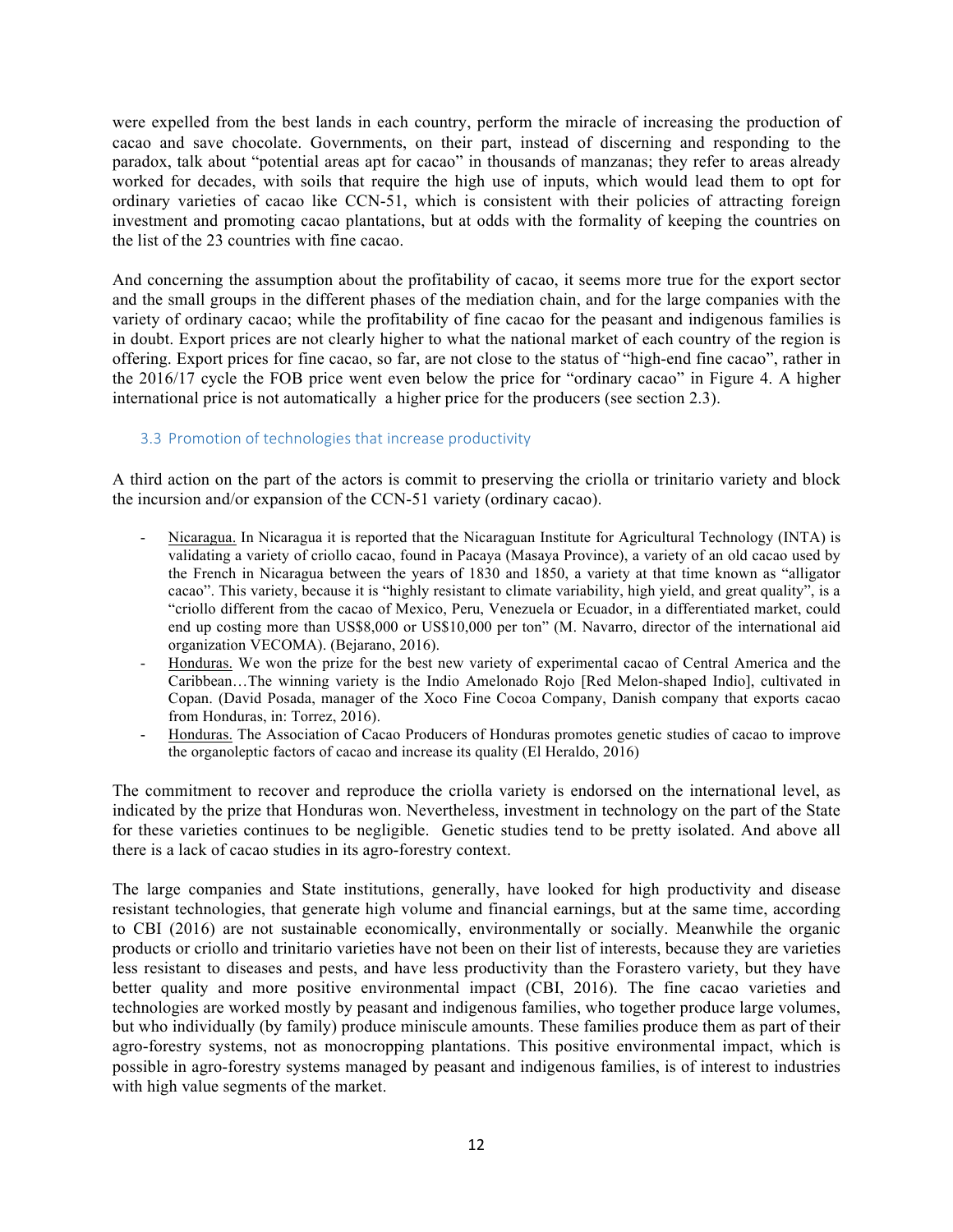were expelled from the best lands in each country, perform the miracle of increasing the production of cacao and save chocolate. Governments, on their part, instead of discerning and responding to the paradox, talk about "potential areas apt for cacao" in thousands of manzanas; they refer to areas already worked for decades, with soils that require the high use of inputs, which would lead them to opt for ordinary varieties of cacao like CCN-51, which is consistent with their policies of attracting foreign investment and promoting cacao plantations, but at odds with the formality of keeping the countries on the list of the 23 countries with fine cacao.

And concerning the assumption about the profitability of cacao, it seems more true for the export sector and the small groups in the different phases of the mediation chain, and for the large companies with the variety of ordinary cacao; while the profitability of fine cacao for the peasant and indigenous families is in doubt. Export prices are not clearly higher to what the national market of each country of the region is offering. Export prices for fine cacao, so far, are not close to the status of "high-end fine cacao", rather in the 2016/17 cycle the FOB price went even below the price for "ordinary cacao" in Figure 4. A higher international price is not automatically a higher price for the producers (see section 2.3).

### 3.3 Promotion of technologies that increase productivity

A third action on the part of the actors is commit to preserving the criolla or trinitario variety and block the incursion and/or expansion of the CCN-51 variety (ordinary cacao).

- Nicaragua. In Nicaragua it is reported that the Nicaraguan Institute for Agricultural Technology (INTA) is validating a variety of criollo cacao, found in Pacaya (Masaya Province), a variety of an old cacao used by the French in Nicaragua between the years of 1830 and 1850, a variety at that time known as "alligator cacao". This variety, because it is "highly resistant to climate variability, high yield, and great quality", is a "criollo different from the cacao of Mexico, Peru, Venezuela or Ecuador, in a differentiated market, could end up costing more than US$8,000 or US$10,000 per ton" (M. Navarro, director of the international aid organization VECOMA). (Bejarano, 2016).
- Honduras. We won the prize for the best new variety of experimental cacao of Central America and the Caribbean…The winning variety is the Indio Amelonado Rojo [Red Melon-shaped Indio], cultivated in Copan. (David Posada, manager of the Xoco Fine Cocoa Company, Danish company that exports cacao from Honduras, in: Torrez, 2016).
- Honduras. The Association of Cacao Producers of Honduras promotes genetic studies of cacao to improve the organoleptic factors of cacao and increase its quality (El Heraldo, 2016)

The commitment to recover and reproduce the criolla variety is endorsed on the international level, as indicated by the prize that Honduras won. Nevertheless, investment in technology on the part of the State for these varieties continues to be negligible. Genetic studies tend to be pretty isolated. And above all there is a lack of cacao studies in its agro-forestry context.

The large companies and State institutions, generally, have looked for high productivity and disease resistant technologies, that generate high volume and financial earnings, but at the same time, according to CBI (2016) are not sustainable economically, environmentally or socially. Meanwhile the organic products or criollo and trinitario varieties have not been on their list of interests, because they are varieties less resistant to diseases and pests, and have less productivity than the Forastero variety, but they have better quality and more positive environmental impact (CBI, 2016). The fine cacao varieties and technologies are worked mostly by peasant and indigenous families, who together produce large volumes, but who individually (by family) produce miniscule amounts. These families produce them as part of their agro-forestry systems, not as monocropping plantations. This positive environmental impact, which is possible in agro-forestry systems managed by peasant and indigenous families, is of interest to industries with high value segments of the market.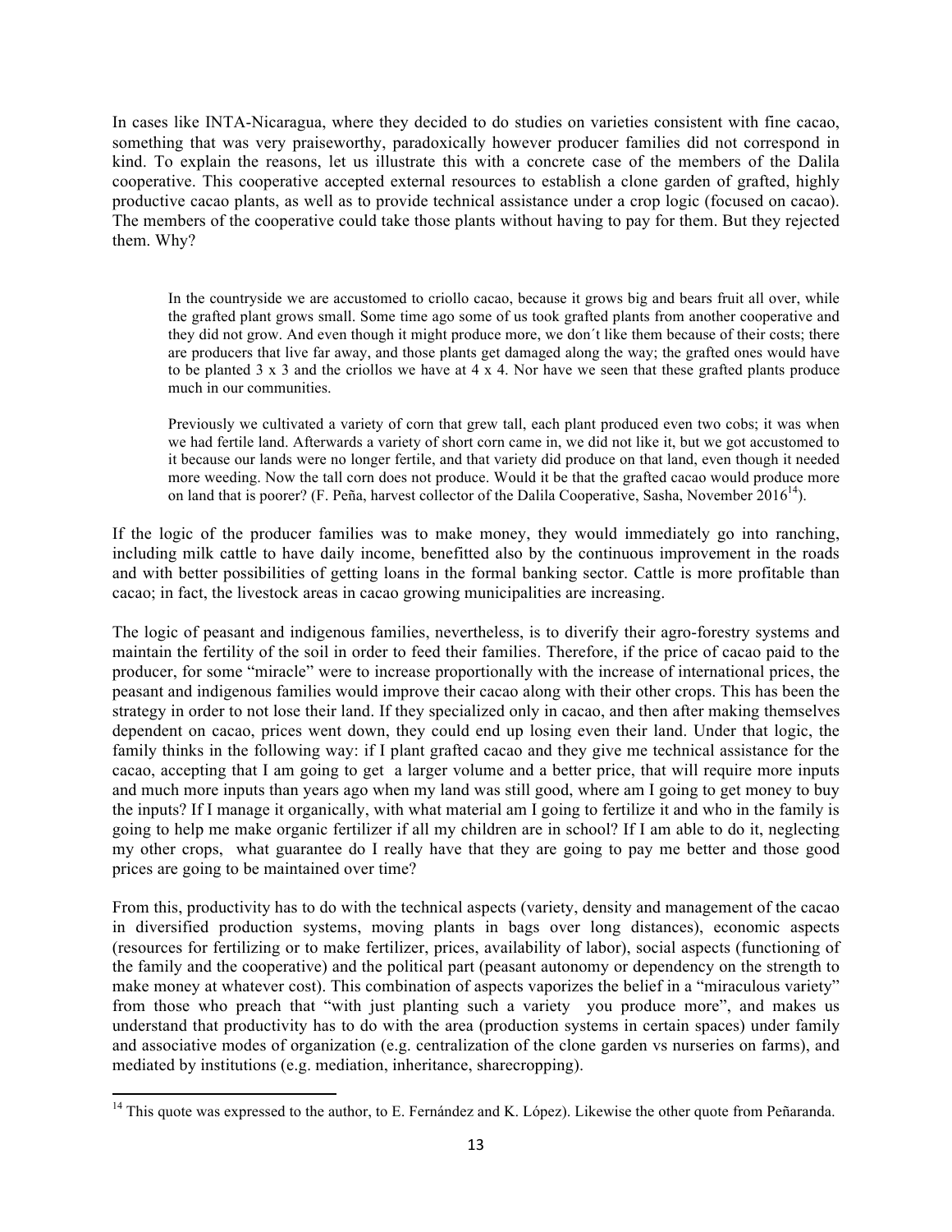In cases like INTA-Nicaragua, where they decided to do studies on varieties consistent with fine cacao, something that was very praiseworthy, paradoxically however producer families did not correspond in kind. To explain the reasons, let us illustrate this with a concrete case of the members of the Dalila cooperative. This cooperative accepted external resources to establish a clone garden of grafted, highly productive cacao plants, as well as to provide technical assistance under a crop logic (focused on cacao). The members of the cooperative could take those plants without having to pay for them. But they rejected them. Why?

> In the countryside we are accustomed to criollo cacao, because it grows big and bears fruit all over, while the grafted plant grows small. Some time ago some of us took grafted plants from another cooperative and they did not grow. And even though it might produce more, we don´t like them because of their costs; there are producers that live far away, and those plants get damaged along the way; the grafted ones would have to be planted 3 x 3 and the criollos we have at 4 x 4. Nor have we seen that these grafted plants produce much in our communities.
>
> Previously we cultivated a variety of corn that grew tall, each plant produced even two cobs; it was when we had fertile land. Afterwards a variety of short corn came in, we did not like it, but we got accustomed to it because our lands were no longer fertile, and that variety did produce on that land, even though it needed more weeding. Now the tall corn does not produce. Would it be that the grafted cacao would produce more on land that is poorer? (F. Peña, harvest collector of the Dalila Cooperative, Sasha, November 2016[14]).

If the logic of the producer families was to make money, they would immediately go into ranching, including milk cattle to have daily income, benefitted also by the continuous improvement in the roads and with better possibilities of getting loans in the formal banking sector. Cattle is more profitable than cacao; in fact, the livestock areas in cacao growing municipalities are increasing.

The logic of peasant and indigenous families, nevertheless, is to diverify their agro-forestry systems and maintain the fertility of the soil in order to feed their families. Therefore, if the price of cacao paid to the producer, for some "miracle" were to increase proportionally with the increase of international prices, the peasant and indigenous families would improve their cacao along with their other crops. This has been the strategy in order to not lose their land. If they specialized only in cacao, and then after making themselves dependent on cacao, prices went down, they could end up losing even their land. Under that logic, the family thinks in the following way: if I plant grafted cacao and they give me technical assistance for the cacao, accepting that I am going to get a larger volume and a better price, that will require more inputs and much more inputs than years ago when my land was still good, where am I going to get money to buy the inputs? If I manage it organically, with what material am I going to fertilize it and who in the family is going to help me make organic fertilizer if all my children are in school? If I am able to do it, neglecting my other crops, what guarantee do I really have that they are going to pay me better and those good prices are going to be maintained over time?

From this, productivity has to do with the technical aspects (variety, density and management of the cacao in diversified production systems, moving plants in bags over long distances), economic aspects (resources for fertilizing or to make fertilizer, prices, availability of labor), social aspects (functioning of the family and the cooperative) and the political part (peasant autonomy or dependency on the strength to make money at whatever cost). This combination of aspects vaporizes the belief in a "miraculous variety" from those who preach that "with just planting such a variety you produce more", and makes us understand that productivity has to do with the area (production systems in certain spaces) under family and associative modes of organization (e.g. centralization of the clone garden vs nurseries on farms), and mediated by institutions (e.g. mediation, inheritance, sharecropping).

---

[14] This quote was expressed to the author, to E. Fernández and K. López). Likewise the other quote from Peñaranda.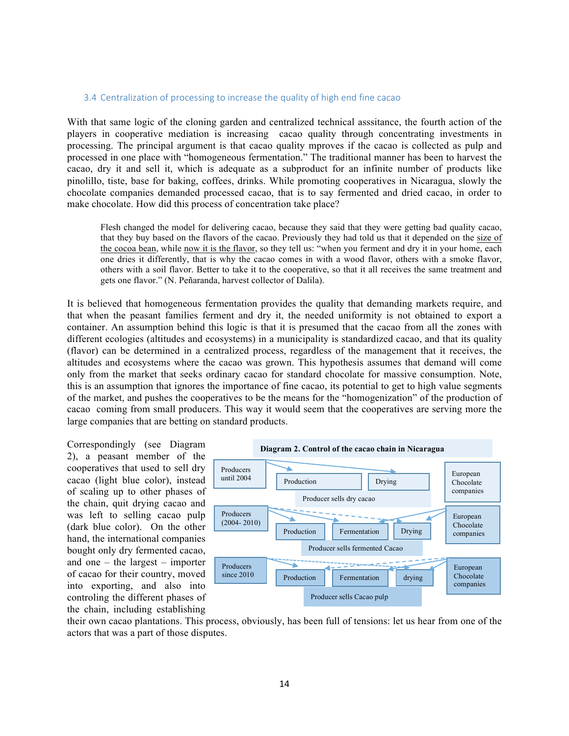### 3.4 Centralization of processing to increase the quality of high end fine cacao

With that same logic of the cloning garden and centralized technical asssitance, the fourth action of the players in cooperative mediation is increasing cacao quality through concentrating investments in processing. The principal argument is that cacao quality mproves if the cacao is collected as pulp and processed in one place with "homogeneous fermentation." The traditional manner has been to harvest the cacao, dry it and sell it, which is adequate as a subproduct for an infinite number of products like pinolillo, tiste, base for baking, coffees, drinks. While promoting cooperatives in Nicaragua, slowly the chocolate companies demanded processed cacao, that is to say fermented and dried cacao, in order to make chocolate. How did this process of concentration take place?

> Flesh changed the model for delivering cacao, because they said that they were getting bad quality cacao, that they buy based on the flavors of the cacao. Previously they had told us that it depended on the size of the cocoa bean, while now it is the flavor, so they tell us: "when you ferment and dry it in your home, each one dries it differently, that is why the cacao comes in with a wood flavor, others with a smoke flavor, others with a soil flavor. Better to take it to the cooperative, so that it all receives the same treatment and gets one flavor." (N. Peñaranda, harvest collector of Dalila).

It is believed that homogeneous fermentation provides the quality that demanding markets require, and that when the peasant families ferment and dry it, the needed uniformity is not obtained to export a container. An assumption behind this logic is that it is presumed that the cacao from all the zones with different ecologies (altitudes and ecosystems) in a municipality is standardized cacao, and that its quality (flavor) can be determined in a centralized process, regardless of the management that it receives, the altitudes and ecosystems where the cacao was grown. This hypothesis assumes that demand will come only from the market that seeks ordinary cacao for standard chocolate for massive consumption. Note, this is an assumption that ignores the importance of fine cacao, its potential to get to high value segments of the market, and pushes the cooperatives to be the means for the "homogenization" of the production of cacao coming from small producers. This way it would seem that the cooperatives are serving more the large companies that are betting on standard products.

Correspondingly (see Diagram 2), a peasant member of the cooperatives that used to sell dry cacao (light blue color), instead of scaling up to other phases of the chain, quit drying cacao and was left to selling cacao pulp (dark blue color). On the other hand, the international companies bought only dry fermented cacao, and one – the largest – importer of cacao for their country, moved into exporting, and also into controling the different phases of the chain, including establishing their own cacao plantations. This process, obviously, has been full of tensions: let us hear from one of the actors that was a part of those disputes.

**Diagram 2. Control of the cacao chain in Nicaragua**

| Producers | Chain phases | Buyer |
|---|---|---|
| Producers until 2004 | Production → Drying (Producer sells dry cacao) | European Chocolate companies |
| Producers (2004- 2010) | Production → Fermentation → Drying (Producer sells fermented Cacao) | European Chocolate companies |
| Producers since 2010 | Production → Fermentation → drying (Producer sells Cacao pulp) | European Chocolate companies |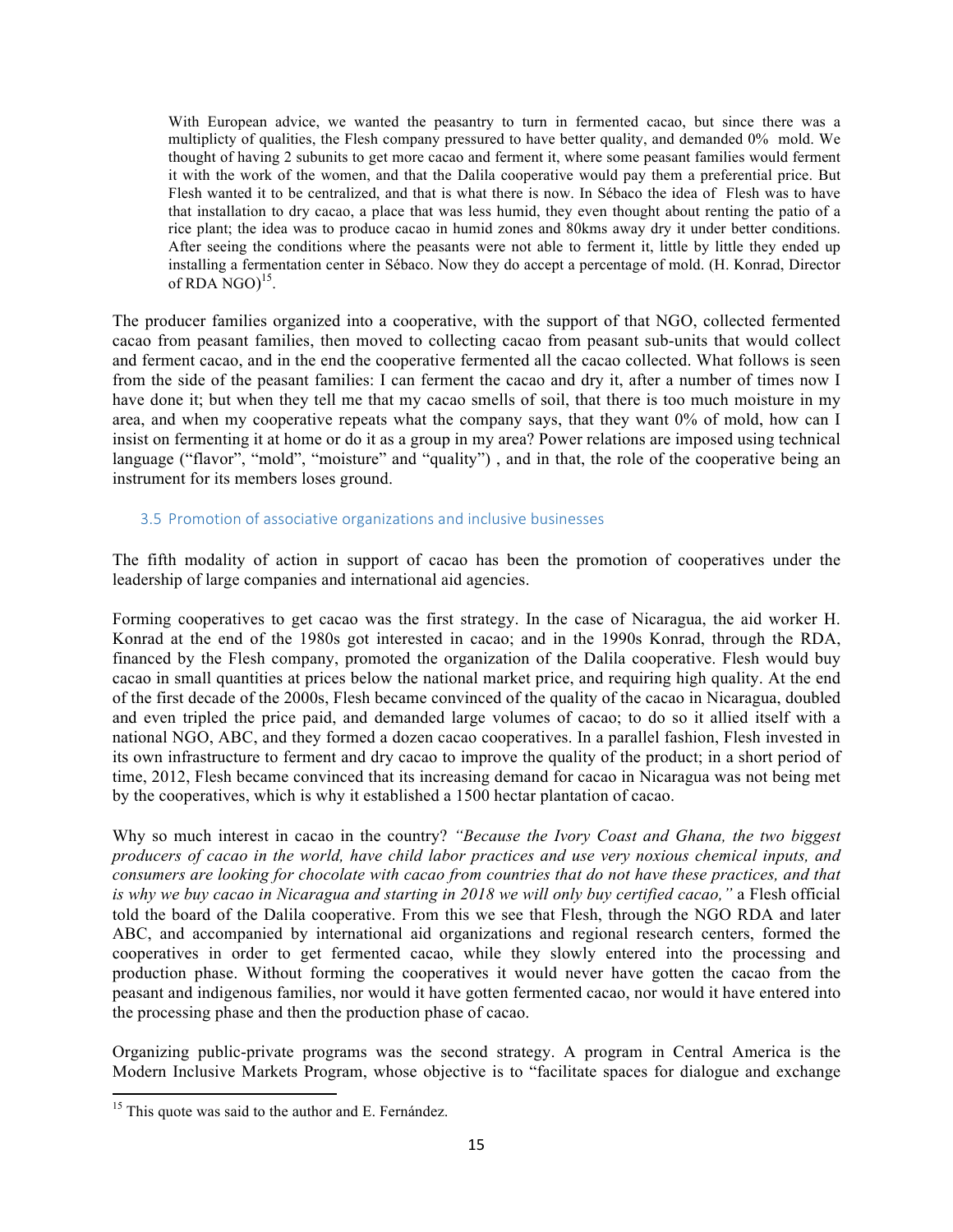> With European advice, we wanted the peasantry to turn in fermented cacao, but since there was a multiplicty of qualities, the Flesh company pressured to have better quality, and demanded 0% mold. We thought of having 2 subunits to get more cacao and ferment it, where some peasant families would ferment it with the work of the women, and that the Dalila cooperative would pay them a preferential price. But Flesh wanted it to be centralized, and that is what there is now. In Sébaco the idea of Flesh was to have that installation to dry cacao, a place that was less humid, they even thought about renting the patio of a rice plant; the idea was to produce cacao in humid zones and 80kms away dry it under better conditions. After seeing the conditions where the peasants were not able to ferment it, little by little they ended up installing a fermentation center in Sébaco. Now they do accept a percentage of mold. (H. Konrad, Director of RDA NGO)[15].

The producer families organized into a cooperative, with the support of that NGO, collected fermented cacao from peasant families, then moved to collecting cacao from peasant sub-units that would collect and ferment cacao, and in the end the cooperative fermented all the cacao collected. What follows is seen from the side of the peasant families: I can ferment the cacao and dry it, after a number of times now I have done it; but when they tell me that my cacao smells of soil, that there is too much moisture in my area, and when my cooperative repeats what the company says, that they want 0% of mold, how can I insist on fermenting it at home or do it as a group in my area? Power relations are imposed using technical language ("flavor", "mold", "moisture" and "quality") , and in that, the role of the cooperative being an instrument for its members loses ground.

### 3.5 Promotion of associative organizations and inclusive businesses

The fifth modality of action in support of cacao has been the promotion of cooperatives under the leadership of large companies and international aid agencies.

Forming cooperatives to get cacao was the first strategy. In the case of Nicaragua, the aid worker H. Konrad at the end of the 1980s got interested in cacao; and in the 1990s Konrad, through the RDA, financed by the Flesh company, promoted the organization of the Dalila cooperative. Flesh would buy cacao in small quantities at prices below the national market price, and requiring high quality. At the end of the first decade of the 2000s, Flesh became convinced of the quality of the cacao in Nicaragua, doubled and even tripled the price paid, and demanded large volumes of cacao; to do so it allied itself with a national NGO, ABC, and they formed a dozen cacao cooperatives. In a parallel fashion, Flesh invested in its own infrastructure to ferment and dry cacao to improve the quality of the product; in a short period of time, 2012, Flesh became convinced that its increasing demand for cacao in Nicaragua was not being met by the cooperatives, which is why it established a 1500 hectar plantation of cacao.

Why so much interest in cacao in the country? *"Because the Ivory Coast and Ghana, the two biggest producers of cacao in the world, have child labor practices and use very noxious chemical inputs, and consumers are looking for chocolate with cacao from countries that do not have these practices, and that is why we buy cacao in Nicaragua and starting in 2018 we will only buy certified cacao,"* a Flesh official told the board of the Dalila cooperative. From this we see that Flesh, through the NGO RDA and later ABC, and accompanied by international aid organizations and regional research centers, formed the cooperatives in order to get fermented cacao, while they slowly entered into the processing and production phase. Without forming the cooperatives it would never have gotten the cacao from the peasant and indigenous families, nor would it have gotten fermented cacao, nor would it have entered into the processing phase and then the production phase of cacao.

Organizing public-private programs was the second strategy. A program in Central America is the Modern Inclusive Markets Program, whose objective is to "facilitate spaces for dialogue and exchange

[15] This quote was said to the author and E. Fernández.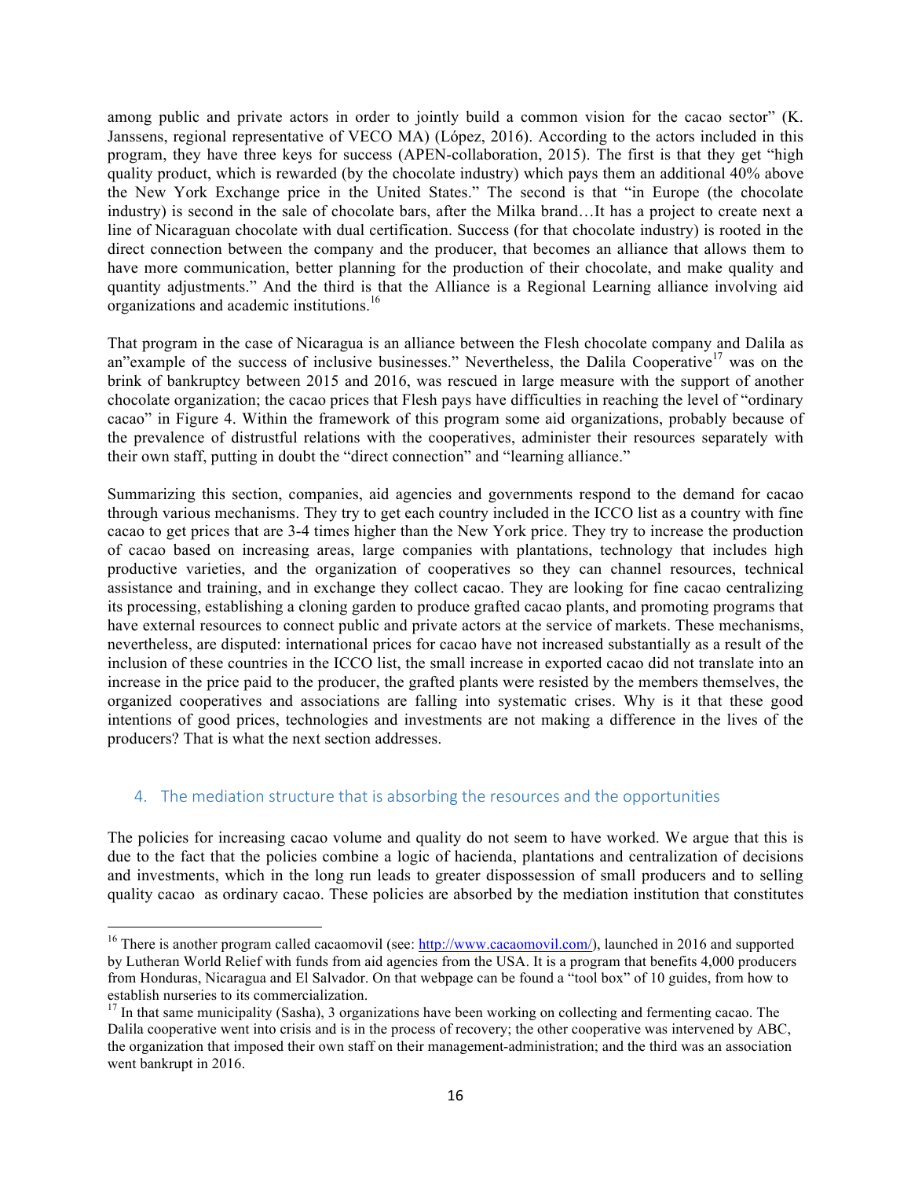among public and private actors in order to jointly build a common vision for the cacao sector" (K. Janssens, regional representative of VECO MA) (López, 2016). According to the actors included in this program, they have three keys for success (APEN-collaboration, 2015). The first is that they get "high quality product, which is rewarded (by the chocolate industry) which pays them an additional 40% above the New York Exchange price in the United States." The second is that "in Europe (the chocolate industry) is second in the sale of chocolate bars, after the Milka brand…It has a project to create next a line of Nicaraguan chocolate with dual certification. Success (for that chocolate industry) is rooted in the direct connection between the company and the producer, that becomes an alliance that allows them to have more communication, better planning for the production of their chocolate, and make quality and quantity adjustments." And the third is that the Alliance is a Regional Learning alliance involving aid organizations and academic institutions.[16]

That program in the case of Nicaragua is an alliance between the Flesh chocolate company and Dalila as an"example of the success of inclusive businesses." Nevertheless, the Dalila Cooperative[17] was on the brink of bankruptcy between 2015 and 2016, was rescued in large measure with the support of another chocolate organization; the cacao prices that Flesh pays have difficulties in reaching the level of "ordinary cacao" in Figure 4. Within the framework of this program some aid organizations, probably because of the prevalence of distrustful relations with the cooperatives, administer their resources separately with their own staff, putting in doubt the "direct connection" and "learning alliance."

Summarizing this section, companies, aid agencies and governments respond to the demand for cacao through various mechanisms. They try to get each country included in the ICCO list as a country with fine cacao to get prices that are 3-4 times higher than the New York price. They try to increase the production of cacao based on increasing areas, large companies with plantations, technology that includes high productive varieties, and the organization of cooperatives so they can channel resources, technical assistance and training, and in exchange they collect cacao. They are looking for fine cacao centralizing its processing, establishing a cloning garden to produce grafted cacao plants, and promoting programs that have external resources to connect public and private actors at the service of markets. These mechanisms, nevertheless, are disputed: international prices for cacao have not increased substantially as a result of the inclusion of these countries in the ICCO list, the small increase in exported cacao did not translate into an increase in the price paid to the producer, the grafted plants were resisted by the members themselves, the organized cooperatives and associations are falling into systematic crises. Why is it that these good intentions of good prices, technologies and investments are not making a difference in the lives of the producers? That is what the next section addresses.

## 4. The mediation structure that is absorbing the resources and the opportunities

The policies for increasing cacao volume and quality do not seem to have worked. We argue that this is due to the fact that the policies combine a logic of hacienda, plantations and centralization of decisions and investments, which in the long run leads to greater dispossession of small producers and to selling quality cacao as ordinary cacao. These policies are absorbed by the mediation institution that constitutes

---

[16] There is another program called cacaomovil (see: http://www.cacaomovil.com/), launched in 2016 and supported by Lutheran World Relief with funds from aid agencies from the USA. It is a program that benefits 4,000 producers from Honduras, Nicaragua and El Salvador. On that webpage can be found a "tool box" of 10 guides, from how to establish nurseries to its commercialization.

[17] In that same municipality (Sasha), 3 organizations have been working on collecting and fermenting cacao. The Dalila cooperative went into crisis and is in the process of recovery; the other cooperative was intervened by ABC, the organization that imposed their own staff on their management-administration; and the third was an association went bankrupt in 2016.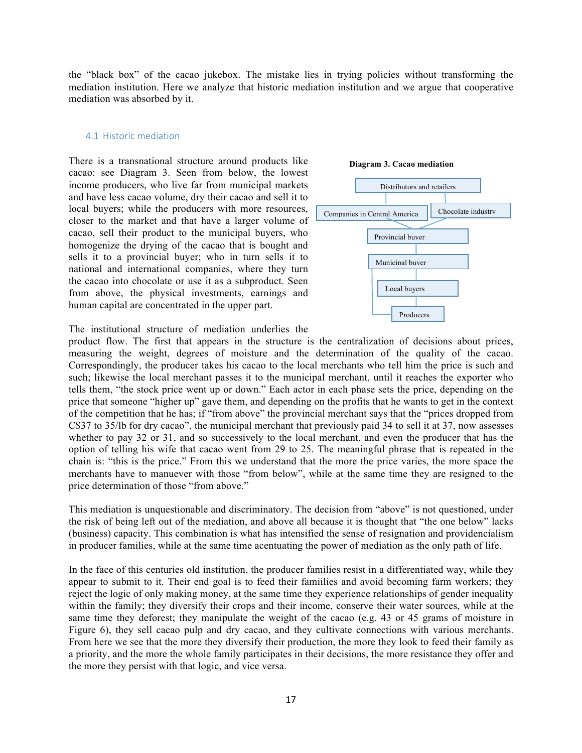the "black box" of the cacao jukebox. The mistake lies in trying policies without transforming the mediation institution. Here we analyze that historic mediation institution and we argue that cooperative mediation was absorbed by it.

### 4.1 Historic mediation

There is a transnational structure around products like cacao: see Diagram 3. Seen from below, the lowest income producers, who live far from municipal markets and have less cacao volume, dry their cacao and sell it to local buyers; while the producers with more resources, closer to the market and that have a larger volume of cacao, sell their product to the municipal buyers, who homogenize the drying of the cacao that is bought and sells it to a provincial buyer; who in turn sells it to national and international companies, where they turn the cacao into chocolate or use it as a subproduct. Seen from above, the physical investments, earnings and human capital are concentrated in the upper part.

**Diagram 3. Cacao mediation**

Distributors and retailers

Companies in Central America | Chocolate industry

Provincial buyer

Municipal buyer

Local buyers

Producers

The institutional structure of mediation underlies the product flow. The first that appears in the structure is the centralization of decisions about prices, measuring the weight, degrees of moisture and the determination of the quality of the cacao. Correspondingly, the producer takes his cacao to the local merchants who tell him the price is such and such; likewise the local merchant passes it to the municipal merchant, until it reaches the exporter who tells them, "the stock price went up or down." Each actor in each phase sets the price, depending on the price that someone "higher up" gave them, and depending on the profits that he wants to get in the context of the competition that he has; if "from above" the provincial merchant says that the "prices dropped from C$37 to 35/lb for dry cacao", the municipal merchant that previously paid 34 to sell it at 37, now assesses whether to pay 32 or 31, and so successively to the local merchant, and even the producer that has the option of telling his wife that cacao went from 29 to 25. The meaningful phrase that is repeated in the chain is: "this is the price." From this we understand that the more the price varies, the more space the merchants have to manuever with those "from below", while at the same time they are resigned to the price determination of those "from above."

This mediation is unquestionable and discriminatory. The decision from "above" is not questioned, under the risk of being left out of the mediation, and above all because it is thought that "the one below" lacks (business) capacity. This combination is what has intensified the sense of resignation and providencialism in producer families, while at the same time acentuating the power of mediation as the only path of life.

In the face of this centuries old institution, the producer families resist in a differentiated way, while they appear to submit to it. Their end goal is to feed their famiilies and avoid becoming farm workers; they reject the logic of only making money, at the same time they experience relationships of gender inequality within the family; they diversify their crops and their income, conserve their water sources, while at the same time they deforest; they manipulate the weight of the cacao (e.g. 43 or 45 grams of moisture in Figure 6), they sell cacao pulp and dry cacao, and they cultivate connections with various merchants. From here we see that the more they diversify their production, the more they look to feed their family as a priority, and the more the whole family participates in their decisions, the more resistance they offer and the more they persist with that logic, and vice versa.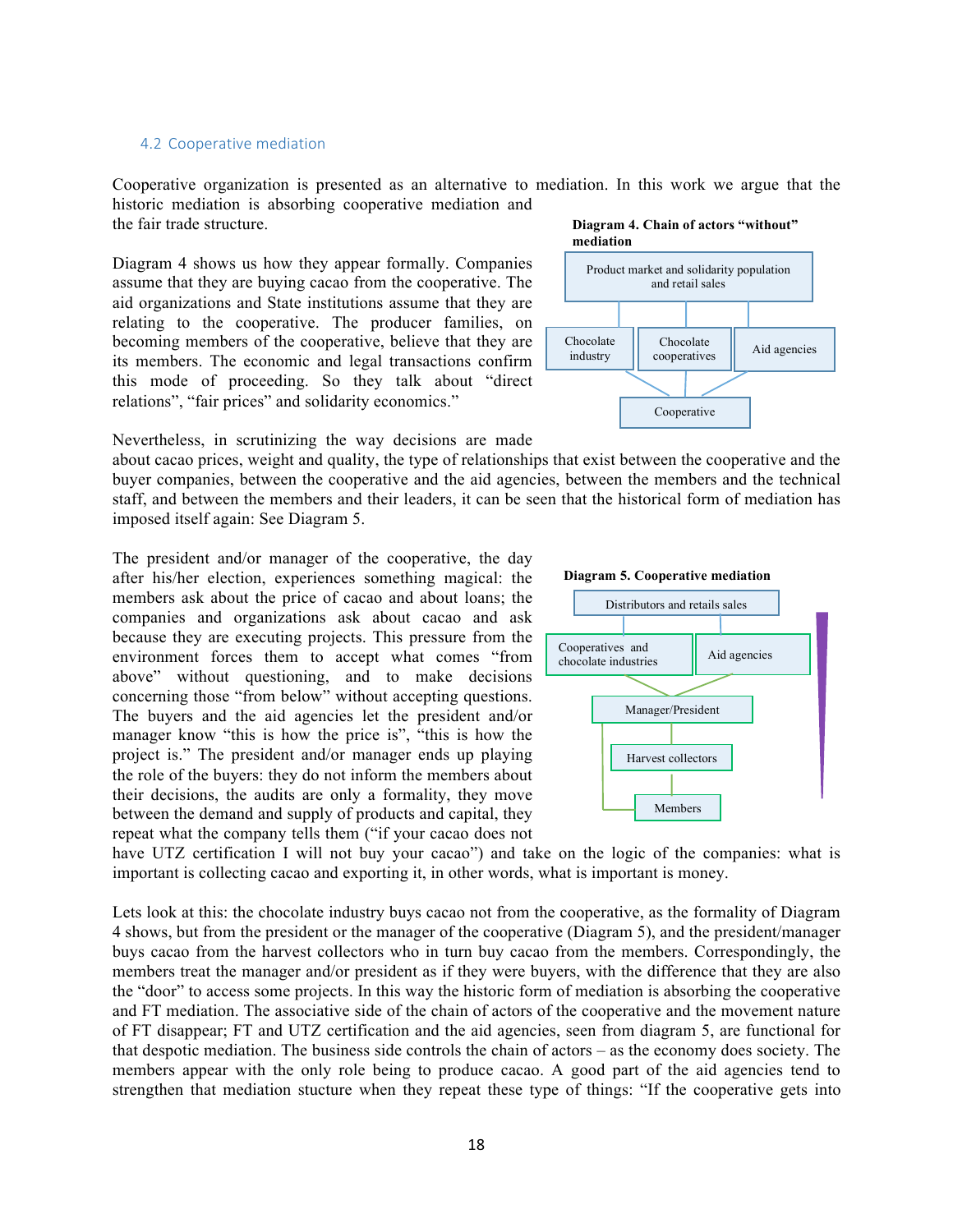### 4.2 Cooperative mediation

Cooperative organization is presented as an alternative to mediation. In this work we argue that the historic mediation is absorbing cooperative mediation and the fair trade structure.

**Diagram 4. Chain of actors "without" mediation**

Product market and solidarity population and retail sales

Chocolate industry | Chocolate cooperatives | Aid agencies

Cooperative

Diagram 4 shows us how they appear formally. Companies assume that they are buying cacao from the cooperative. The aid organizations and State institutions assume that they are relating to the cooperative. The producer families, on becoming members of the cooperative, believe that they are its members. The economic and legal transactions confirm this mode of proceeding. So they talk about "direct relations", "fair prices" and solidarity economics."

Nevertheless, in scrutinizing the way decisions are made about cacao prices, weight and quality, the type of relationships that exist between the cooperative and the buyer companies, between the cooperative and the aid agencies, between the members and the technical staff, and between the members and their leaders, it can be seen that the historical form of mediation has imposed itself again: See Diagram 5.

**Diagram 5. Cooperative mediation**

Distributors and retails sales

Cooperatives and chocolate industries | Aid agencies

Manager/President

Harvest collectors

Members

The president and/or manager of the cooperative, the day after his/her election, experiences something magical: the members ask about the price of cacao and about loans; the companies and organizations ask about cacao and ask because they are executing projects. This pressure from the environment forces them to accept what comes "from above" without questioning, and to make decisions concerning those "from below" without accepting questions. The buyers and the aid agencies let the president and/or manager know "this is how the price is", "this is how the project is." The president and/or manager ends up playing the role of the buyers: they do not inform the members about their decisions, the audits are only a formality, they move between the demand and supply of products and capital, they repeat what the company tells them ("if your cacao does not have UTZ certification I will not buy your cacao") and take on the logic of the companies: what is important is collecting cacao and exporting it, in other words, what is important is money.

Lets look at this: the chocolate industry buys cacao not from the cooperative, as the formality of Diagram 4 shows, but from the president or the manager of the cooperative (Diagram 5), and the president/manager buys cacao from the harvest collectors who in turn buy cacao from the members. Correspondingly, the members treat the manager and/or president as if they were buyers, with the difference that they are also the "door" to access some projects. In this way the historic form of mediation is absorbing the cooperative and FT mediation. The associative side of the chain of actors of the cooperative and the movement nature of FT disappear; FT and UTZ certification and the aid agencies, seen from diagram 5, are functional for that despotic mediation. The business side controls the chain of actors – as the economy does society. The members appear with the only role being to produce cacao. A good part of the aid agencies tend to strengthen that mediation stucture when they repeat these type of things: "If the cooperative gets into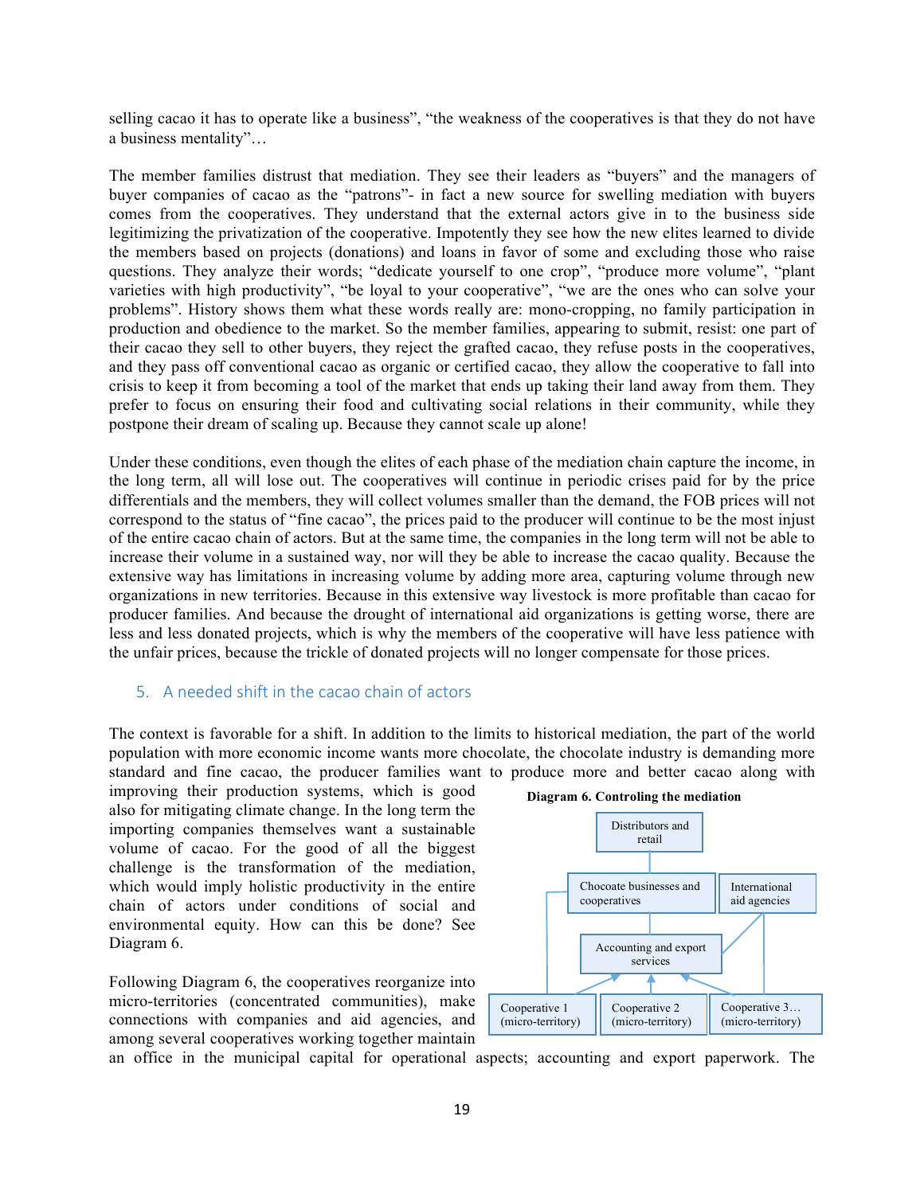selling cacao it has to operate like a business", "the weakness of the cooperatives is that they do not have a business mentality"…

The member families distrust that mediation. They see their leaders as "buyers" and the managers of buyer companies of cacao as the "patrons"- in fact a new source for swelling mediation with buyers comes from the cooperatives. They understand that the external actors give in to the business side legitimizing the privatization of the cooperative. Impotently they see how the new elites learned to divide the members based on projects (donations) and loans in favor of some and excluding those who raise questions. They analyze their words; "dedicate yourself to one crop", "produce more volume", "plant varieties with high productivity", "be loyal to your cooperative", "we are the ones who can solve your problems". History shows them what these words really are: mono-cropping, no family participation in production and obedience to the market. So the member families, appearing to submit, resist: one part of their cacao they sell to other buyers, they reject the grafted cacao, they refuse posts in the cooperatives, and they pass off conventional cacao as organic or certified cacao, they allow the cooperative to fall into crisis to keep it from becoming a tool of the market that ends up taking their land away from them. They prefer to focus on ensuring their food and cultivating social relations in their community, while they postpone their dream of scaling up. Because they cannot scale up alone!

Under these conditions, even though the elites of each phase of the mediation chain capture the income, in the long term, all will lose out. The cooperatives will continue in periodic crises paid for by the price differentials and the members, they will collect volumes smaller than the demand, the FOB prices will not correspond to the status of "fine cacao", the prices paid to the producer will continue to be the most injust of the entire cacao chain of actors. But at the same time, the companies in the long term will not be able to increase their volume in a sustained way, nor will they be able to increase the cacao quality. Because the extensive way has limitations in increasing volume by adding more area, capturing volume through new organizations in new territories. Because in this extensive way livestock is more profitable than cacao for producer families. And because the drought of international aid organizations is getting worse, there are less and less donated projects, which is why the members of the cooperative will have less patience with the unfair prices, because the trickle of donated projects will no longer compensate for those prices.

## 5. A needed shift in the cacao chain of actors

The context is favorable for a shift. In addition to the limits to historical mediation, the part of the world population with more economic income wants more chocolate, the chocolate industry is demanding more standard and fine cacao, the producer families want to produce more and better cacao along with improving their production systems, which is good also for mitigating climate change. In the long term the importing companies themselves want a sustainable volume of cacao. For the good of all the biggest challenge is the transformation of the mediation, which would imply holistic productivity in the entire chain of actors under conditions of social and environmental equity. How can this be done? See Diagram 6.

**Diagram 6. Controling the mediation**

Distributors and retail — Chocoate businesses and cooperatives — International aid agencies — Accounting and export services — Cooperative 1 (micro-territory) — Cooperative 2 (micro-territory) — Cooperative 3… (micro-territory)

Following Diagram 6, the cooperatives reorganize into micro-territories (concentrated communities), make connections with companies and aid agencies, and among several cooperatives working together maintain an office in the municipal capital for operational aspects; accounting and export paperwork. The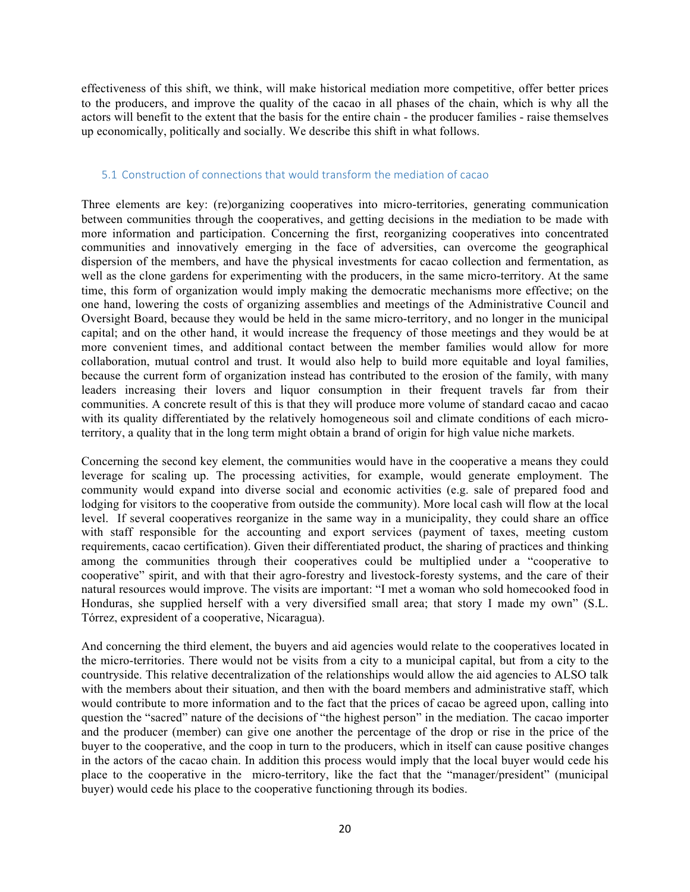effectiveness of this shift, we think, will make historical mediation more competitive, offer better prices to the producers, and improve the quality of the cacao in all phases of the chain, which is why all the actors will benefit to the extent that the basis for the entire chain - the producer families - raise themselves up economically, politically and socially. We describe this shift in what follows.

## 5.1 Construction of connections that would transform the mediation of cacao

Three elements are key: (re)organizing cooperatives into micro-territories, generating communication between communities through the cooperatives, and getting decisions in the mediation to be made with more information and participation. Concerning the first, reorganizing cooperatives into concentrated communities and innovatively emerging in the face of adversities, can overcome the geographical dispersion of the members, and have the physical investments for cacao collection and fermentation, as well as the clone gardens for experimenting with the producers, in the same micro-territory. At the same time, this form of organization would imply making the democratic mechanisms more effective; on the one hand, lowering the costs of organizing assemblies and meetings of the Administrative Council and Oversight Board, because they would be held in the same micro-territory, and no longer in the municipal capital; and on the other hand, it would increase the frequency of those meetings and they would be at more convenient times, and additional contact between the member families would allow for more collaboration, mutual control and trust. It would also help to build more equitable and loyal families, because the current form of organization instead has contributed to the erosion of the family, with many leaders increasing their lovers and liquor consumption in their frequent travels far from their communities. A concrete result of this is that they will produce more volume of standard cacao and cacao with its quality differentiated by the relatively homogeneous soil and climate conditions of each micro-territory, a quality that in the long term might obtain a brand of origin for high value niche markets.

Concerning the second key element, the communities would have in the cooperative a means they could leverage for scaling up. The processing activities, for example, would generate employment. The community would expand into diverse social and economic activities (e.g. sale of prepared food and lodging for visitors to the cooperative from outside the community). More local cash will flow at the local level. If several cooperatives reorganize in the same way in a municipality, they could share an office with staff responsible for the accounting and export services (payment of taxes, meeting custom requirements, cacao certification). Given their differentiated product, the sharing of practices and thinking among the communities through their cooperatives could be multiplied under a "cooperative to cooperative" spirit, and with that their agro-forestry and livestock-foresty systems, and the care of their natural resources would improve. The visits are important: "I met a woman who sold homecooked food in Honduras, she supplied herself with a very diversified small area; that story I made my own" (S.L. Tórrez, expresident of a cooperative, Nicaragua).

And concerning the third element, the buyers and aid agencies would relate to the cooperatives located in the micro-territories. There would not be visits from a city to a municipal capital, but from a city to the countryside. This relative decentralization of the relationships would allow the aid agencies to ALSO talk with the members about their situation, and then with the board members and administrative staff, which would contribute to more information and to the fact that the prices of cacao be agreed upon, calling into question the "sacred" nature of the decisions of "the highest person" in the mediation. The cacao importer and the producer (member) can give one another the percentage of the drop or rise in the price of the buyer to the cooperative, and the coop in turn to the producers, which in itself can cause positive changes in the actors of the cacao chain. In addition this process would imply that the local buyer would cede his place to the cooperative in the micro-territory, like the fact that the "manager/president" (municipal buyer) would cede his place to the cooperative functioning through its bodies.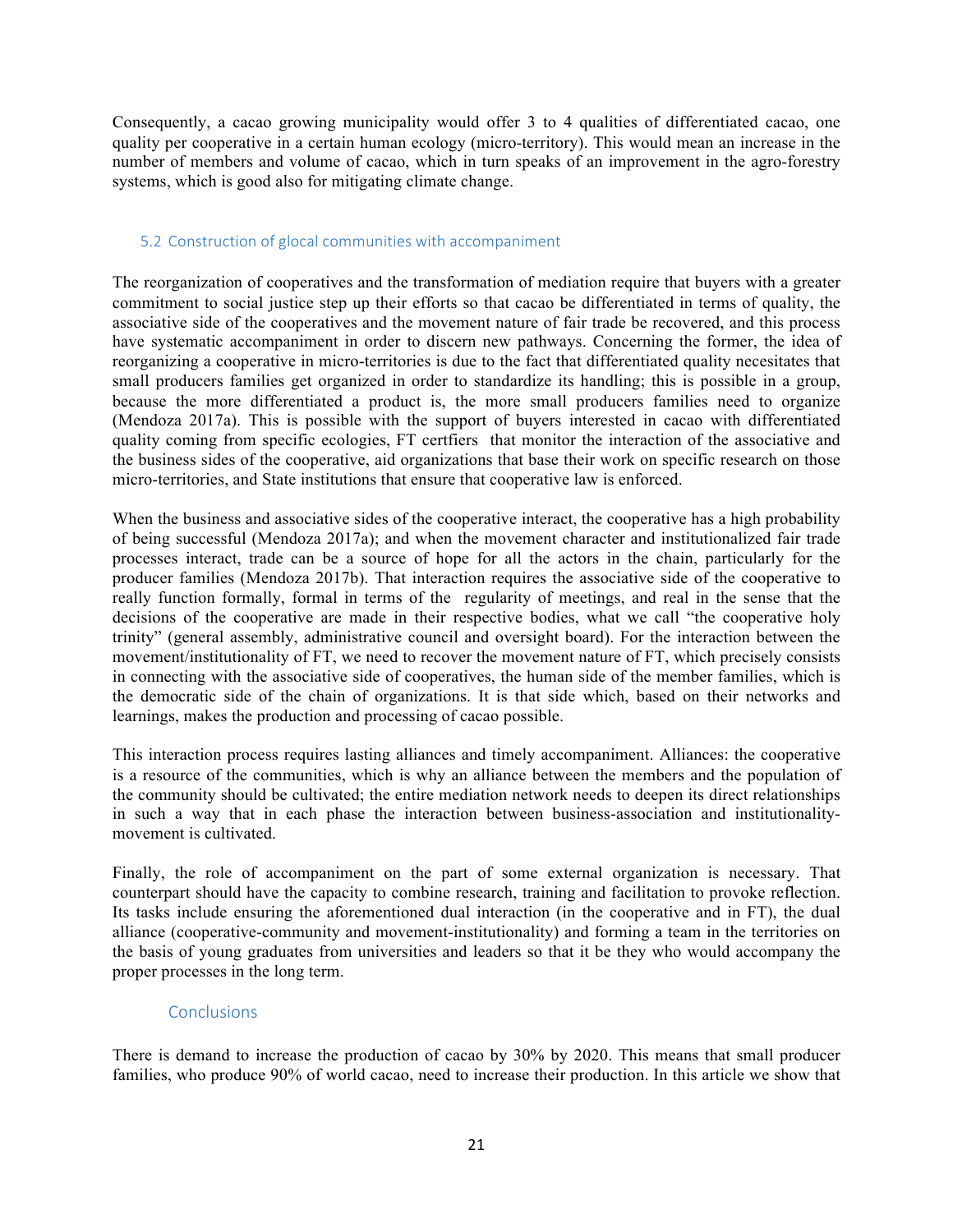Consequently, a cacao growing municipality would offer 3 to 4 qualities of differentiated cacao, one quality per cooperative in a certain human ecology (micro-territory). This would mean an increase in the number of members and volume of cacao, which in turn speaks of an improvement in the agro-forestry systems, which is good also for mitigating climate change.

### 5.2 Construction of glocal communities with accompaniment

The reorganization of cooperatives and the transformation of mediation require that buyers with a greater commitment to social justice step up their efforts so that cacao be differentiated in terms of quality, the associative side of the cooperatives and the movement nature of fair trade be recovered, and this process have systematic accompaniment in order to discern new pathways. Concerning the former, the idea of reorganizing a cooperative in micro-territories is due to the fact that differentiated quality necesitates that small producers families get organized in order to standardize its handling; this is possible in a group, because the more differentiated a product is, the more small producers families need to organize (Mendoza 2017a). This is possible with the support of buyers interested in cacao with differentiated quality coming from specific ecologies, FT certfiers that monitor the interaction of the associative and the business sides of the cooperative, aid organizations that base their work on specific research on those micro-territories, and State institutions that ensure that cooperative law is enforced.

When the business and associative sides of the cooperative interact, the cooperative has a high probability of being successful (Mendoza 2017a); and when the movement character and institutionalized fair trade processes interact, trade can be a source of hope for all the actors in the chain, particularly for the producer families (Mendoza 2017b). That interaction requires the associative side of the cooperative to really function formally, formal in terms of the regularity of meetings, and real in the sense that the decisions of the cooperative are made in their respective bodies, what we call "the cooperative holy trinity" (general assembly, administrative council and oversight board). For the interaction between the movement/institutionality of FT, we need to recover the movement nature of FT, which precisely consists in connecting with the associative side of cooperatives, the human side of the member families, which is the democratic side of the chain of organizations. It is that side which, based on their networks and learnings, makes the production and processing of cacao possible.

This interaction process requires lasting alliances and timely accompaniment. Alliances: the cooperative is a resource of the communities, which is why an alliance between the members and the population of the community should be cultivated; the entire mediation network needs to deepen its direct relationships in such a way that in each phase the interaction between business-association and institutionality-movement is cultivated.

Finally, the role of accompaniment on the part of some external organization is necessary. That counterpart should have the capacity to combine research, training and facilitation to provoke reflection. Its tasks include ensuring the aforementioned dual interaction (in the cooperative and in FT), the dual alliance (cooperative-community and movement-institutionality) and forming a team in the territories on the basis of young graduates from universities and leaders so that it be they who would accompany the proper processes in the long term.

## Conclusions

There is demand to increase the production of cacao by 30% by 2020. This means that small producer families, who produce 90% of world cacao, need to increase their production. In this article we show that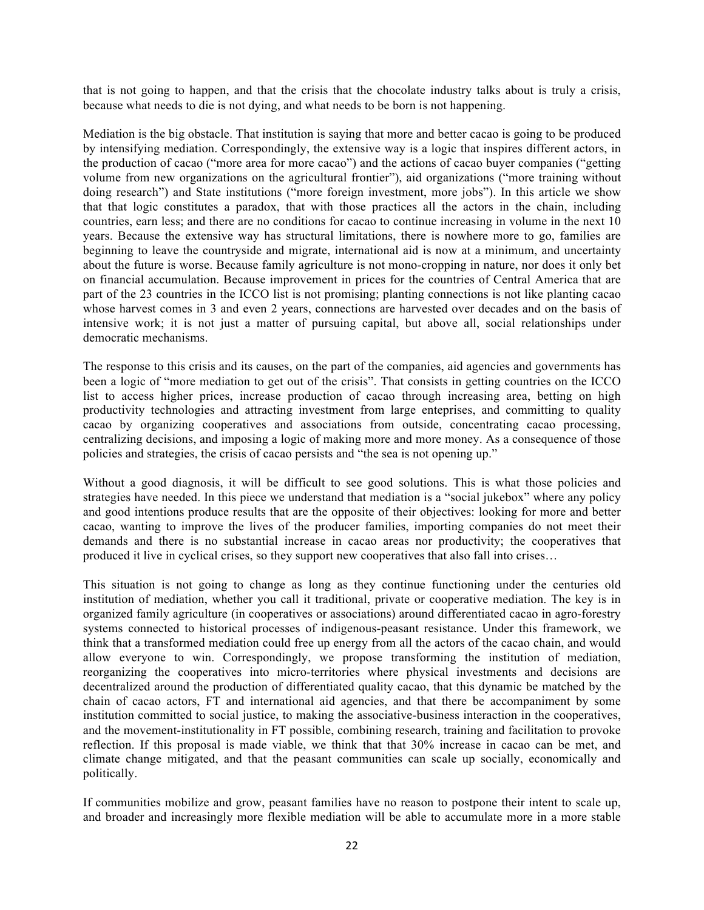that is not going to happen, and that the crisis that the chocolate industry talks about is truly a crisis, because what needs to die is not dying, and what needs to be born is not happening.

Mediation is the big obstacle. That institution is saying that more and better cacao is going to be produced by intensifying mediation. Correspondingly, the extensive way is a logic that inspires different actors, in the production of cacao ("more area for more cacao") and the actions of cacao buyer companies ("getting volume from new organizations on the agricultural frontier"), aid organizations ("more training without doing research") and State institutions ("more foreign investment, more jobs"). In this article we show that that logic constitutes a paradox, that with those practices all the actors in the chain, including countries, earn less; and there are no conditions for cacao to continue increasing in volume in the next 10 years. Because the extensive way has structural limitations, there is nowhere more to go, families are beginning to leave the countryside and migrate, international aid is now at a minimum, and uncertainty about the future is worse. Because family agriculture is not mono-cropping in nature, nor does it only bet on financial accumulation. Because improvement in prices for the countries of Central America that are part of the 23 countries in the ICCO list is not promising; planting connections is not like planting cacao whose harvest comes in 3 and even 2 years, connections are harvested over decades and on the basis of intensive work; it is not just a matter of pursuing capital, but above all, social relationships under democratic mechanisms.

The response to this crisis and its causes, on the part of the companies, aid agencies and governments has been a logic of "more mediation to get out of the crisis". That consists in getting countries on the ICCO list to access higher prices, increase production of cacao through increasing area, betting on high productivity technologies and attracting investment from large entreprises, and committing to quality cacao by organizing cooperatives and associations from outside, concentrating cacao processing, centralizing decisions, and imposing a logic of making more and more money. As a consequence of those policies and strategies, the crisis of cacao persists and "the sea is not opening up."

Without a good diagnosis, it will be difficult to see good solutions. This is what those policies and strategies have needed. In this piece we understand that mediation is a "social jukebox" where any policy and good intentions produce results that are the opposite of their objectives: looking for more and better cacao, wanting to improve the lives of the producer families, importing companies do not meet their demands and there is no substantial increase in cacao areas nor productivity; the cooperatives that produced it live in cyclical crises, so they support new cooperatives that also fall into crises…

This situation is not going to change as long as they continue functioning under the centuries old institution of mediation, whether you call it traditional, private or cooperative mediation. The key is in organized family agriculture (in cooperatives or associations) around differentiated cacao in agro-forestry systems connected to historical processes of indigenous-peasant resistance. Under this framework, we think that a transformed mediation could free up energy from all the actors of the cacao chain, and would allow everyone to win. Correspondingly, we propose transforming the institution of mediation, reorganizing the cooperatives into micro-territories where physical investments and decisions are decentralized around the production of differentiated quality cacao, that this dynamic be matched by the chain of cacao actors, FT and international aid agencies, and that there be accompaniment by some institution committed to social justice, to making the associative-business interaction in the cooperatives, and the movement-institutionality in FT possible, combining research, training and facilitation to provoke reflection. If this proposal is made viable, we think that that 30% increase in cacao can be met, and climate change mitigated, and that the peasant communities can scale up socially, economically and politically.

If communities mobilize and grow, peasant families have no reason to postpone their intent to scale up, and broader and increasingly more flexible mediation will be able to accumulate more in a more stable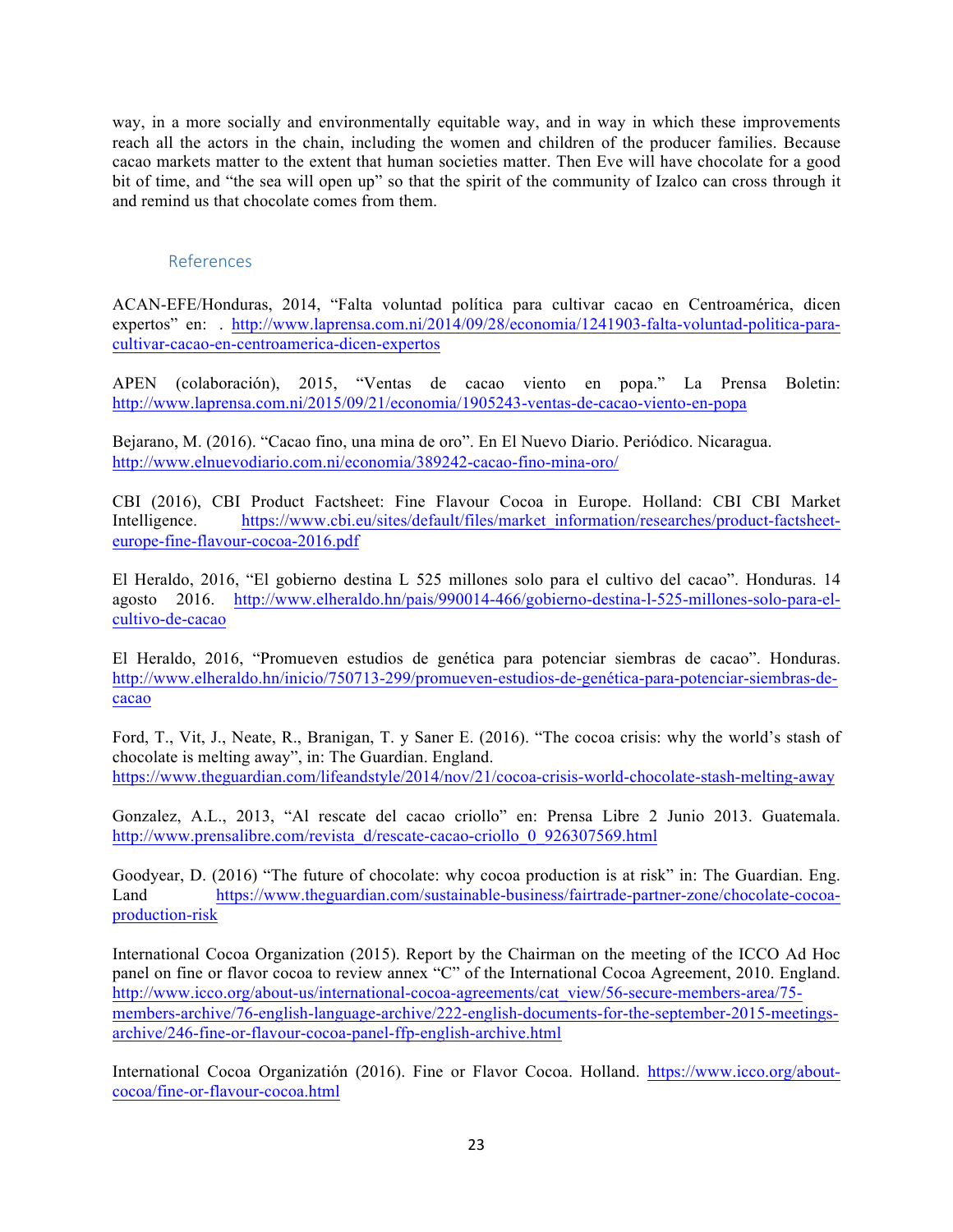way, in a more socially and environmentally equitable way, and in way in which these improvements reach all the actors in the chain, including the women and children of the producer families. Because cacao markets matter to the extent that human societies matter. Then Eve will have chocolate for a good bit of time, and "the sea will open up" so that the spirit of the community of Izalco can cross through it and remind us that chocolate comes from them.

## References

ACAN-EFE/Honduras, 2014, "Falta voluntad política para cultivar cacao en Centroamérica, dicen expertos" en: . http://www.laprensa.com.ni/2014/09/28/economia/1241903-falta-voluntad-politica-para-cultivar-cacao-en-centroamerica-dicen-expertos

APEN (colaboración), 2015, "Ventas de cacao viento en popa." La Prensa Boletin: http://www.laprensa.com.ni/2015/09/21/economia/1905243-ventas-de-cacao-viento-en-popa

Bejarano, M. (2016). "Cacao fino, una mina de oro". En El Nuevo Diario. Periódico. Nicaragua. http://www.elnuevodiario.com.ni/economia/389242-cacao-fino-mina-oro/

CBI (2016), CBI Product Factsheet: Fine Flavour Cocoa in Europe. Holland: CBI CBI Market Intelligence. https://www.cbi.eu/sites/default/files/market_information/researches/product-factsheet-europe-fine-flavour-cocoa-2016.pdf

El Heraldo, 2016, "El gobierno destina L 525 millones solo para el cultivo del cacao". Honduras. 14 agosto 2016. http://www.elheraldo.hn/pais/990014-466/gobierno-destina-l-525-millones-solo-para-el-cultivo-de-cacao

El Heraldo, 2016, "Promueven estudios de genética para potenciar siembras de cacao". Honduras. http://www.elheraldo.hn/inicio/750713-299/promueven-estudios-de-genética-para-potenciar-siembras-de-cacao

Ford, T., Vit, J., Neate, R., Branigan, T. y Saner E. (2016). "The cocoa crisis: why the world's stash of chocolate is melting away", in: The Guardian. England. https://www.theguardian.com/lifeandstyle/2014/nov/21/cocoa-crisis-world-chocolate-stash-melting-away

Gonzalez, A.L., 2013, "Al rescate del cacao criollo" en: Prensa Libre 2 Junio 2013. Guatemala. http://www.prensalibre.com/revista_d/rescate-cacao-criollo_0_926307569.html

Goodyear, D. (2016) "The future of chocolate: why cocoa production is at risk" in: The Guardian. Eng. Land https://www.theguardian.com/sustainable-business/fairtrade-partner-zone/chocolate-cocoa-production-risk

International Cocoa Organization (2015). Report by the Chairman on the meeting of the ICCO Ad Hoc panel on fine or flavor cocoa to review annex "C" of the International Cocoa Agreement, 2010. England. http://www.icco.org/about-us/international-cocoa-agreements/cat_view/56-secure-members-area/75-members-archive/76-english-language-archive/222-english-documents-for-the-september-2015-meetings-archive/246-fine-or-flavour-cocoa-panel-ffp-english-archive.html

International Cocoa Organizatión (2016). Fine or Flavor Cocoa. Holland. https://www.icco.org/about-cocoa/fine-or-flavour-cocoa.html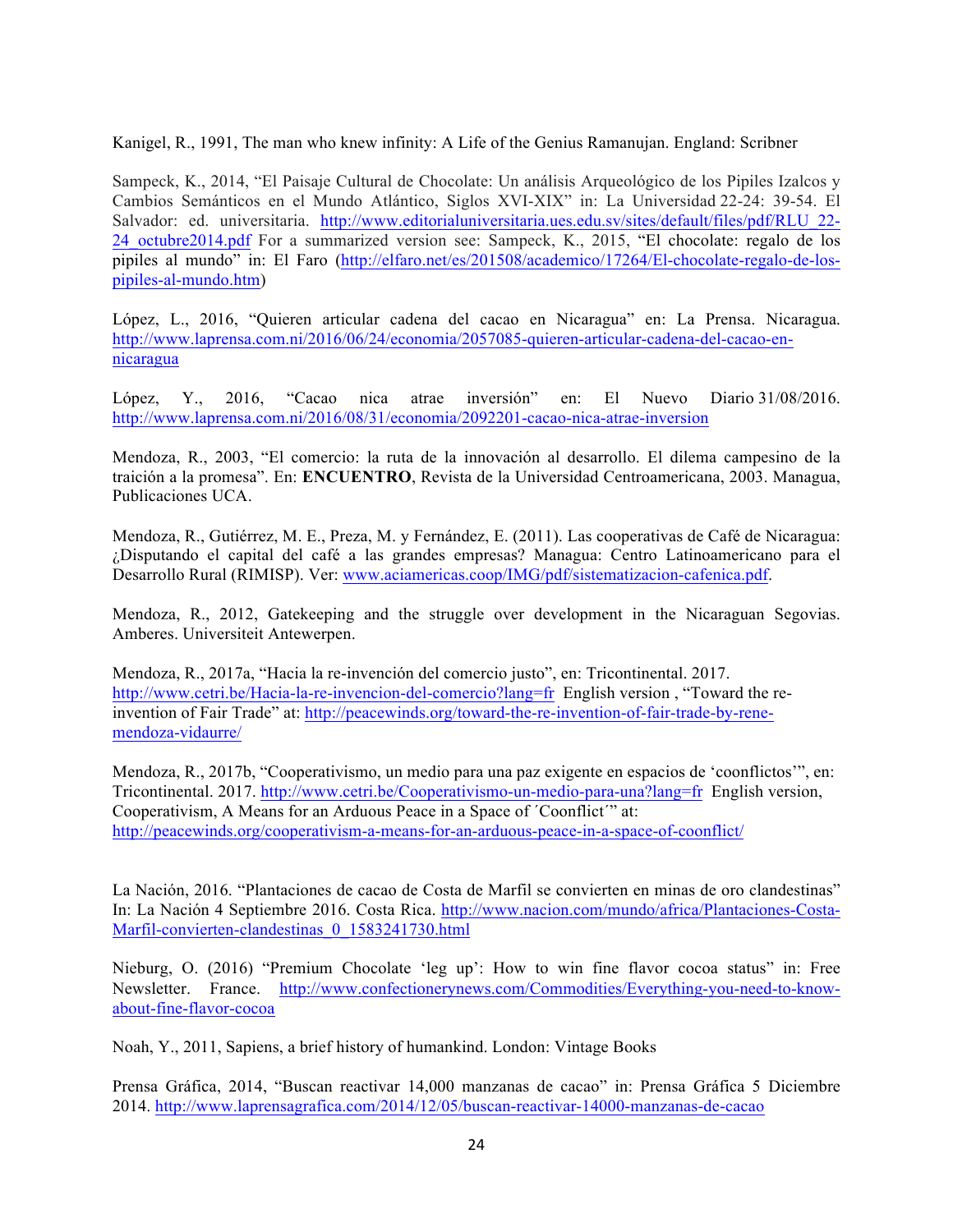Kanigel, R., 1991, The man who knew infinity: A Life of the Genius Ramanujan. England: Scribner

Sampeck, K., 2014, "El Paisaje Cultural de Chocolate: Un análisis Arqueológico de los Pipiles Izalcos y Cambios Semánticos en el Mundo Atlántico, Siglos XVI-XIX" in: La Universidad 22-24: 39-54. El Salvador: ed. universitaria. http://www.editorialuniversitaria.ues.edu.sv/sites/default/files/pdf/RLU_22-24_octubre2014.pdf For a summarized version see: Sampeck, K., 2015, "El chocolate: regalo de los pipiles al mundo" in: El Faro (http://elfaro.net/es/201508/academico/17264/El-chocolate-regalo-de-los-pipiles-al-mundo.htm)

López, L., 2016, "Quieren articular cadena del cacao en Nicaragua" en: La Prensa. Nicaragua. http://www.laprensa.com.ni/2016/06/24/economia/2057085-quieren-articular-cadena-del-cacao-en-nicaragua

López, Y., 2016, "Cacao nica atrae inversión" en: El Nuevo Diario 31/08/2016. http://www.laprensa.com.ni/2016/08/31/economia/2092201-cacao-nica-atrae-inversion

Mendoza, R., 2003, "El comercio: la ruta de la innovación al desarrollo. El dilema campesino de la traición a la promesa". En: **ENCUENTRO**, Revista de la Universidad Centroamericana, 2003. Managua, Publicaciones UCA.

Mendoza, R., Gutiérrez, M. E., Preza, M. y Fernández, E. (2011). Las cooperativas de Café de Nicaragua: ¿Disputando el capital del café a las grandes empresas? Managua: Centro Latinoamericano para el Desarrollo Rural (RIMISP). Ver: www.aciamericas.coop/IMG/pdf/sistematizacion-cafenica.pdf.

Mendoza, R., 2012, Gatekeeping and the struggle over development in the Nicaraguan Segovias. Amberes. Universiteit Antewerpen.

Mendoza, R., 2017a, "Hacia la re-invención del comercio justo", en: Tricontinental. 2017. http://www.cetri.be/Hacia-la-re-invencion-del-comercio?lang=fr English version , "Toward the re-invention of Fair Trade" at: http://peacewinds.org/toward-the-re-invention-of-fair-trade-by-rene-mendoza-vidaurre/

Mendoza, R., 2017b, "Cooperativismo, un medio para una paz exigente en espacios de 'coonflictos'", en: Tricontinental. 2017. http://www.cetri.be/Cooperativismo-un-medio-para-una?lang=fr English version, Cooperativism, A Means for an Arduous Peace in a Space of ´Coonflict´" at: http://peacewinds.org/cooperativism-a-means-for-an-arduous-peace-in-a-space-of-coonflict/

La Nación, 2016. "Plantaciones de cacao de Costa de Marfil se convierten en minas de oro clandestinas" In: La Nación 4 Septiembre 2016. Costa Rica. http://www.nacion.com/mundo/africa/Plantaciones-Costa-Marfil-convierten-clandestinas_0_1583241730.html

Nieburg, O. (2016) "Premium Chocolate 'leg up': How to win fine flavor cocoa status" in: Free Newsletter. France. http://www.confectionerynews.com/Commodities/Everything-you-need-to-know-about-fine-flavor-cocoa

Noah, Y., 2011, Sapiens, a brief history of humankind. London: Vintage Books

Prensa Gráfica, 2014, "Buscan reactivar 14,000 manzanas de cacao" in: Prensa Gráfica 5 Diciembre 2014. http://www.laprensagrafica.com/2014/12/05/buscan-reactivar-14000-manzanas-de-cacao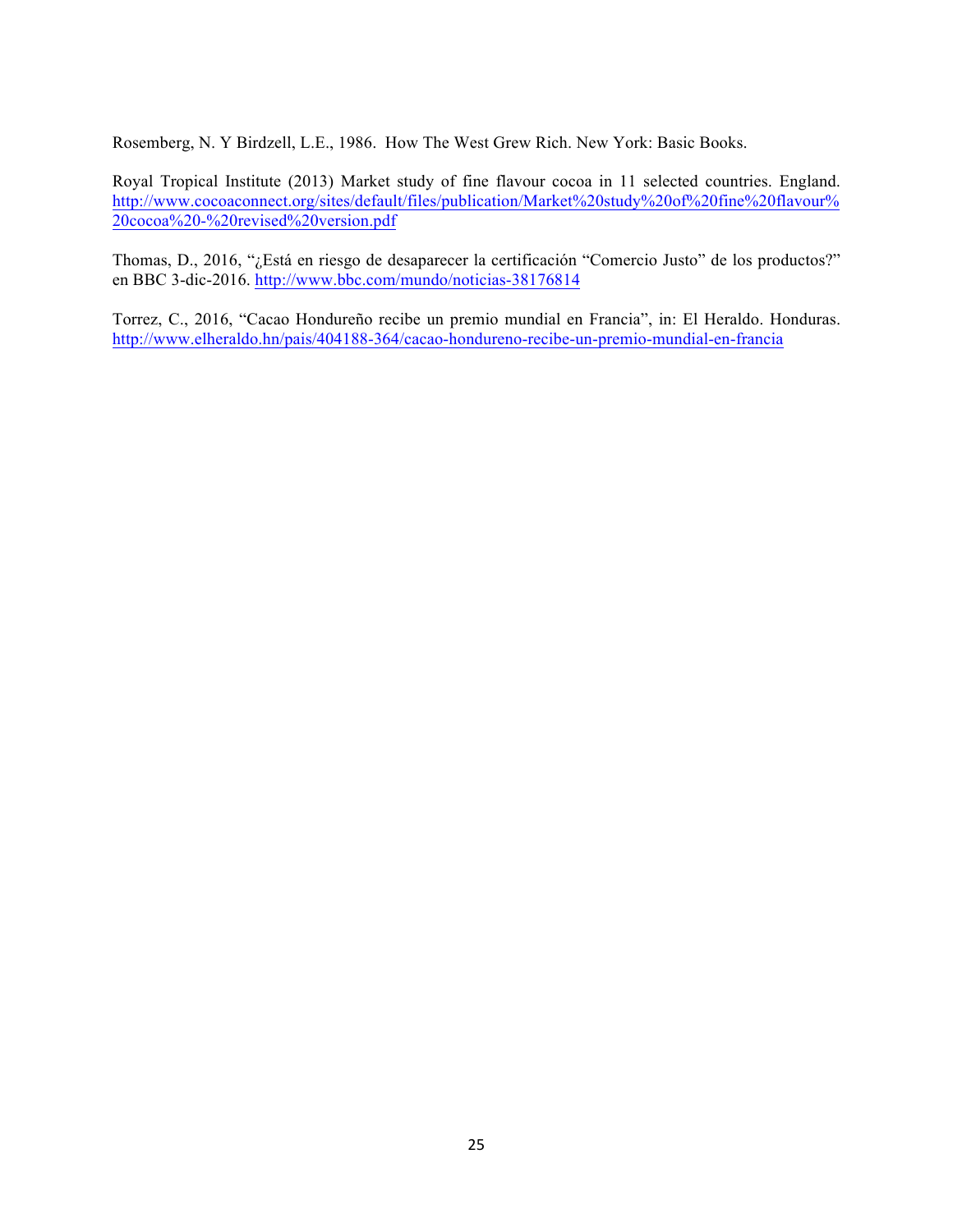Rosemberg, N. Y Birdzell, L.E., 1986. How The West Grew Rich. New York: Basic Books.

Royal Tropical Institute (2013) Market study of fine flavour cocoa in 11 selected countries. England. http://www.cocoaconnect.org/sites/default/files/publication/Market%20study%20of%20fine%20flavour%20cocoa%20-%20revised%20version.pdf

Thomas, D., 2016, "¿Está en riesgo de desaparecer la certificación "Comercio Justo" de los productos?" en BBC 3-dic-2016. http://www.bbc.com/mundo/noticias-38176814

Torrez, C., 2016, "Cacao Hondureño recibe un premio mundial en Francia", in: El Heraldo. Honduras. http://www.elheraldo.hn/pais/404188-364/cacao-hondureno-recibe-un-premio-mundial-en-francia